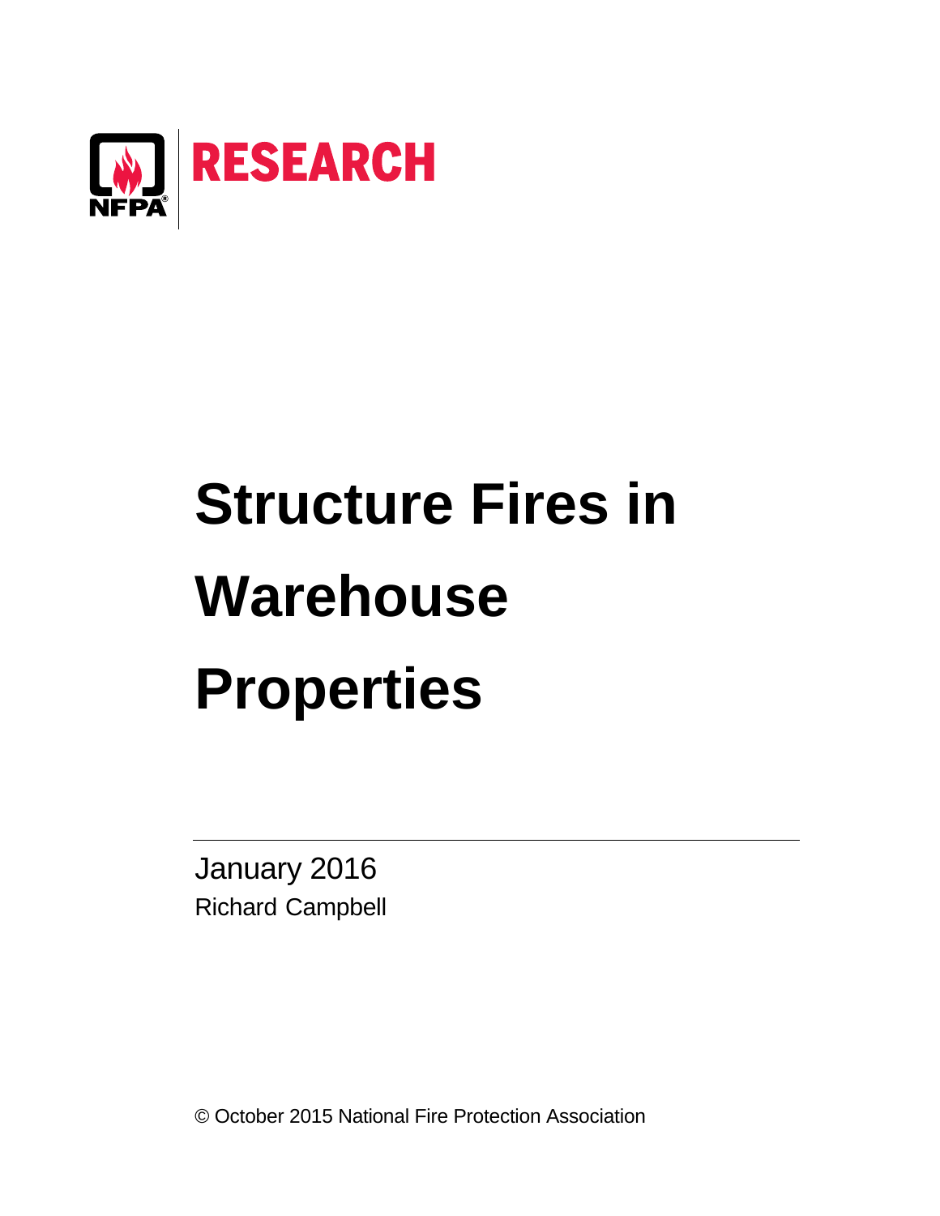NFPA RESEARCH

# Structure Fires in Warehouse Properties

January 2016

Richard Campbell

© October 2015 National Fire Protection Association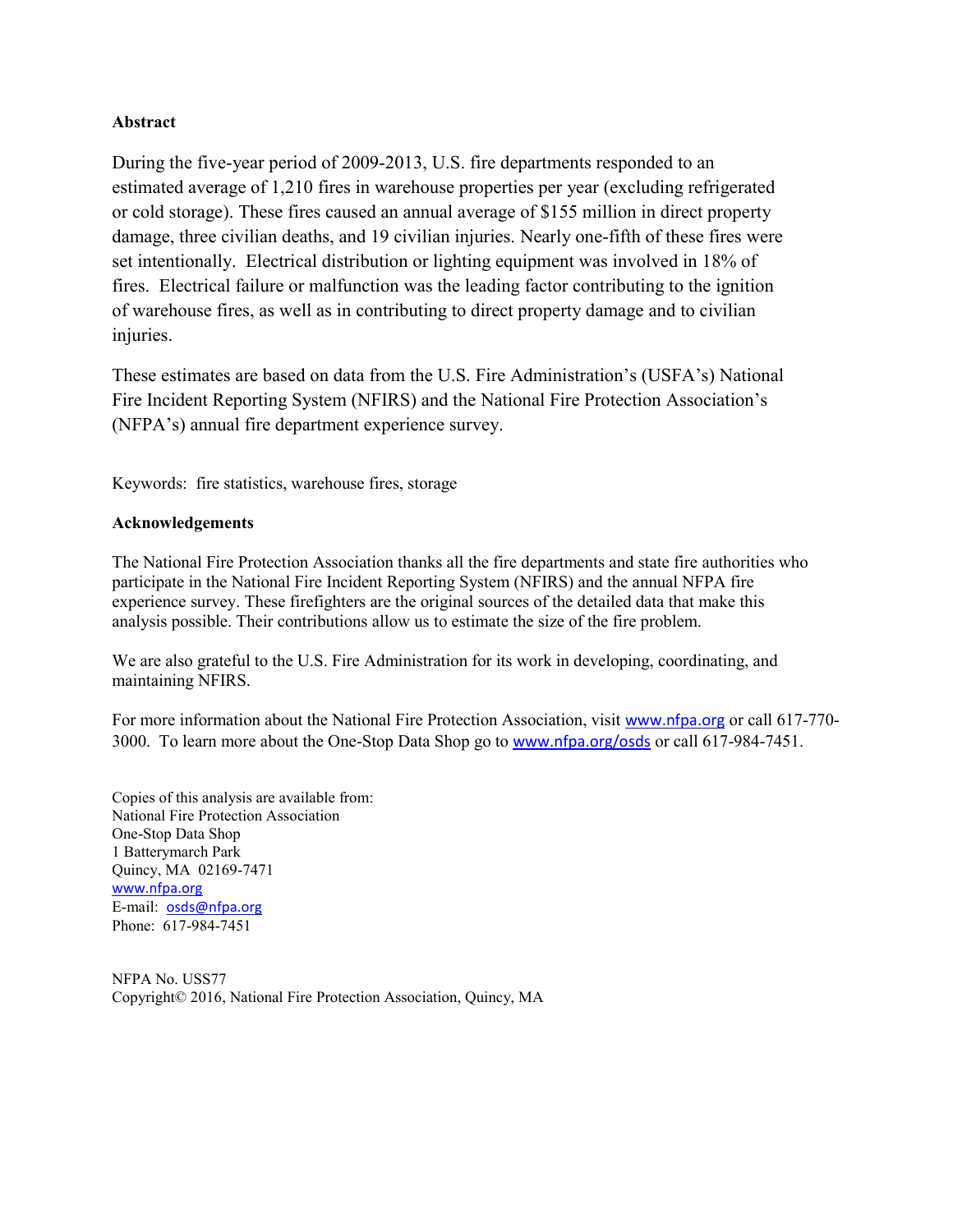## Abstract

During the five-year period of 2009-2013, U.S. fire departments responded to an estimated average of 1,210 fires in warehouse properties per year (excluding refrigerated or cold storage). These fires caused an annual average of $155 million in direct property damage, three civilian deaths, and 19 civilian injuries. Nearly one-fifth of these fires were set intentionally. Electrical distribution or lighting equipment was involved in 18% of fires. Electrical failure or malfunction was the leading factor contributing to the ignition of warehouse fires, as well as in contributing to direct property damage and to civilian injuries.

These estimates are based on data from the U.S. Fire Administration's (USFA's) National Fire Incident Reporting System (NFIRS) and the National Fire Protection Association's (NFPA's) annual fire department experience survey.

Keywords: fire statistics, warehouse fires, storage

## Acknowledgements

The National Fire Protection Association thanks all the fire departments and state fire authorities who participate in the National Fire Incident Reporting System (NFIRS) and the annual NFPA fire experience survey. These firefighters are the original sources of the detailed data that make this analysis possible. Their contributions allow us to estimate the size of the fire problem.

We are also grateful to the U.S. Fire Administration for its work in developing, coordinating, and maintaining NFIRS.

For more information about the National Fire Protection Association, visit www.nfpa.org or call 617-770-3000. To learn more about the One-Stop Data Shop go to www.nfpa.org/osds or call 617-984-7451.

Copies of this analysis are available from:
National Fire Protection Association
One-Stop Data Shop
1 Batterymarch Park
Quincy, MA 02169-7471
www.nfpa.org
E-mail: osds@nfpa.org
Phone: 617-984-7451

NFPA No. USS77
Copyright© 2016, National Fire Protection Association, Quincy, MA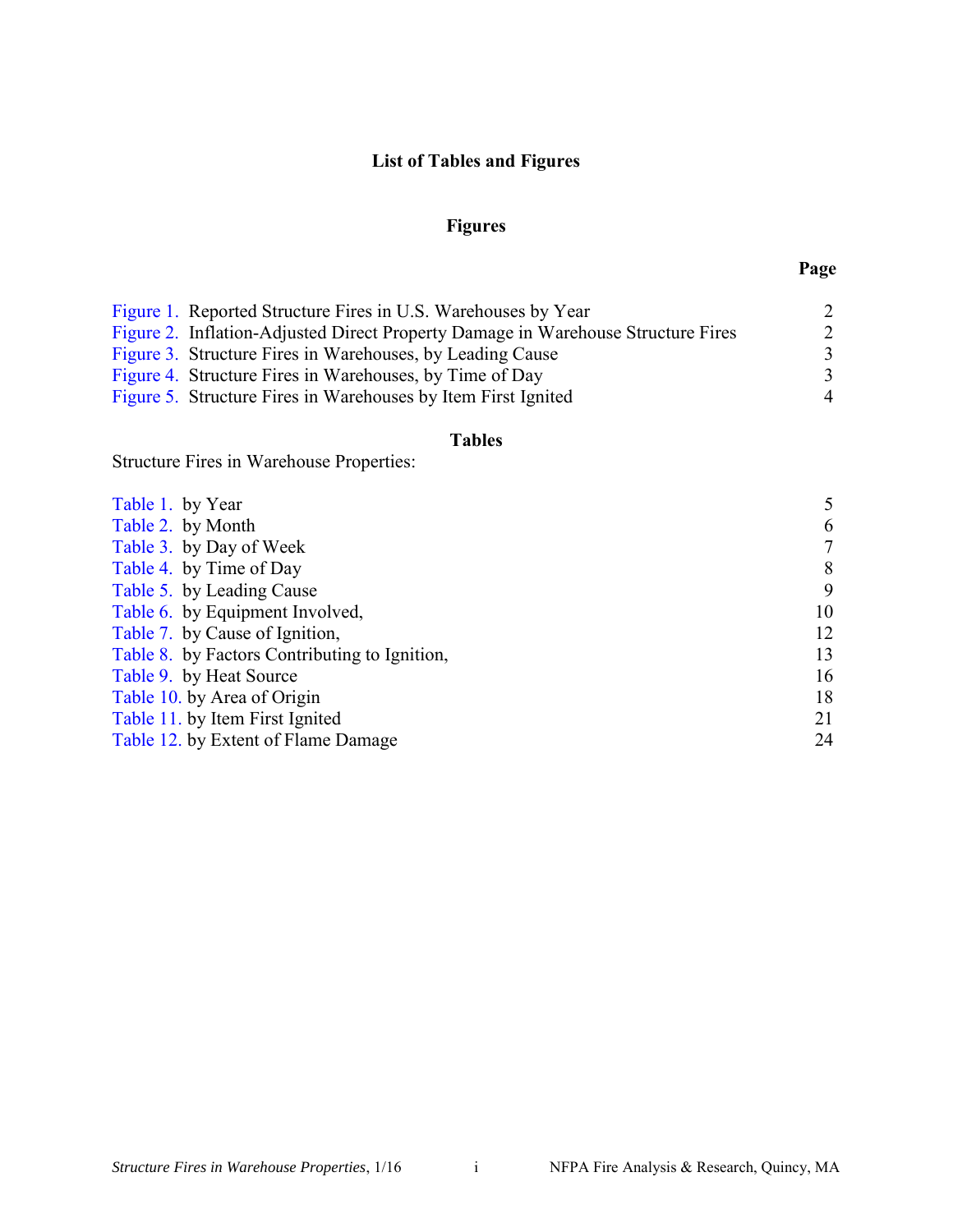# List of Tables and Figures

## Figures

| | Page |
|---|---|
| Figure 1. Reported Structure Fires in U.S. Warehouses by Year | 2 |
| Figure 2. Inflation-Adjusted Direct Property Damage in Warehouse Structure Fires | 2 |
| Figure 3. Structure Fires in Warehouses, by Leading Cause | 3 |
| Figure 4. Structure Fires in Warehouses, by Time of Day | 3 |
| Figure 5. Structure Fires in Warehouses by Item First Ignited | 4 |

## Tables

Structure Fires in Warehouse Properties:

| | |
|---|---|
| Table 1. by Year | 5 |
| Table 2. by Month | 6 |
| Table 3. by Day of Week | 7 |
| Table 4. by Time of Day | 8 |
| Table 5. by Leading Cause | 9 |
| Table 6. by Equipment Involved, | 10 |
| Table 7. by Cause of Ignition, | 12 |
| Table 8. by Factors Contributing to Ignition, | 13 |
| Table 9. by Heat Source | 16 |
| Table 10. by Area of Origin | 18 |
| Table 11. by Item First Ignited | 21 |
| Table 12. by Extent of Flame Damage | 24 |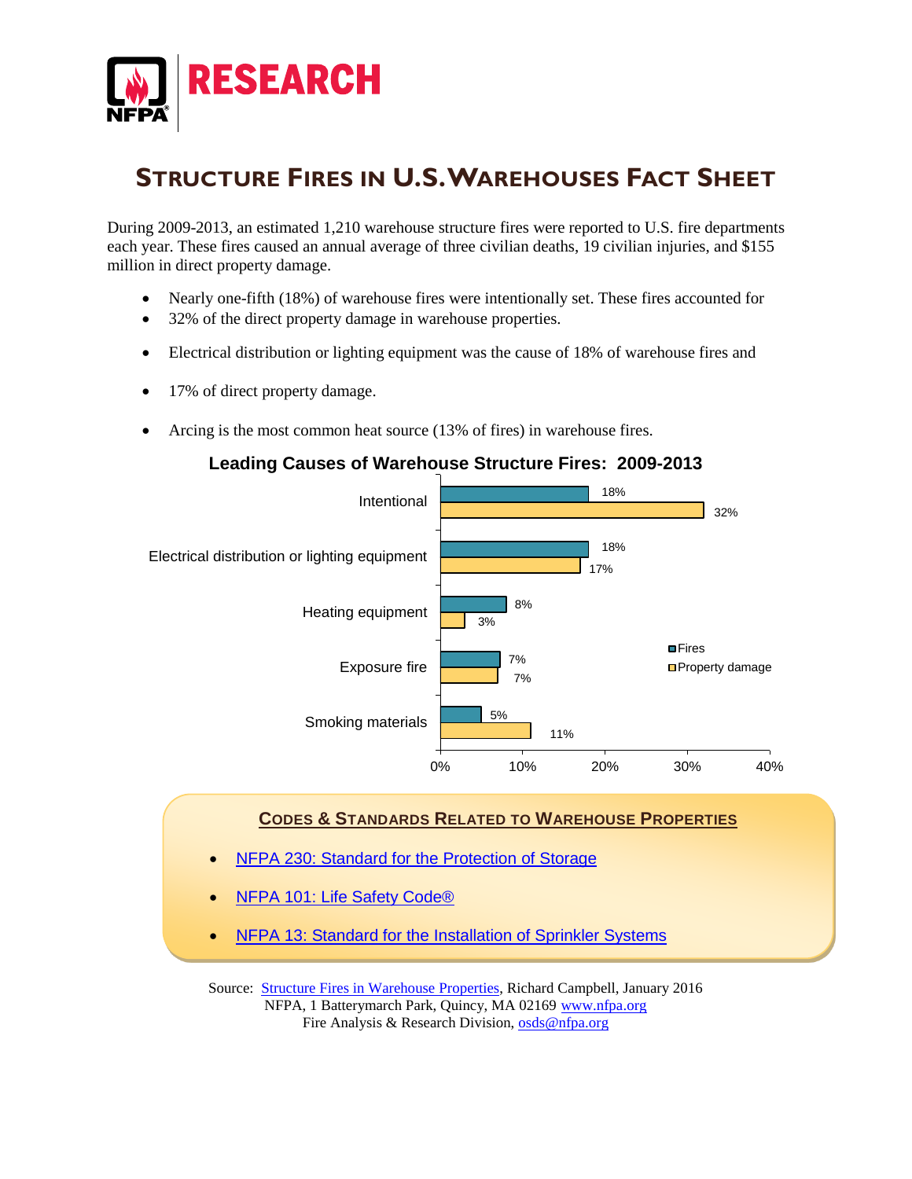# STRUCTURE FIRES IN U.S. WAREHOUSES FACT SHEET

During 2009-2013, an estimated 1,210 warehouse structure fires were reported to U.S. fire departments each year. These fires caused an annual average of three civilian deaths, 19 civilian injuries, and $155 million in direct property damage.

- Nearly one-fifth (18%) of warehouse fires were intentionally set. These fires accounted for
- 32% of the direct property damage in warehouse properties.
- Electrical distribution or lighting equipment was the cause of 18% of warehouse fires and
- 17% of direct property damage.
- Arcing is the most common heat source (13% of fires) in warehouse fires.

**Leading Causes of Warehouse Structure Fires: 2009-2013**

| Cause | Fires | Property damage |
|---|---|---|
| Intentional | 18% | 32% |
| Electrical distribution or lighting equipment | 18% | 17% |
| Heating equipment | 8% | 3% |
| Exposure fire | 7% | 7% |
| Smoking materials | 5% | 11% |

## CODES & STANDARDS RELATED TO WAREHOUSE PROPERTIES

- NFPA 230: Standard for the Protection of Storage
- NFPA 101: Life Safety Code®
- NFPA 13: Standard for the Installation of Sprinkler Systems

Source: Structure Fires in Warehouse Properties, Richard Campbell, January 2016
NFPA, 1 Batterymarch Park, Quincy, MA 02169 www.nfpa.org
Fire Analysis & Research Division, osds@nfpa.org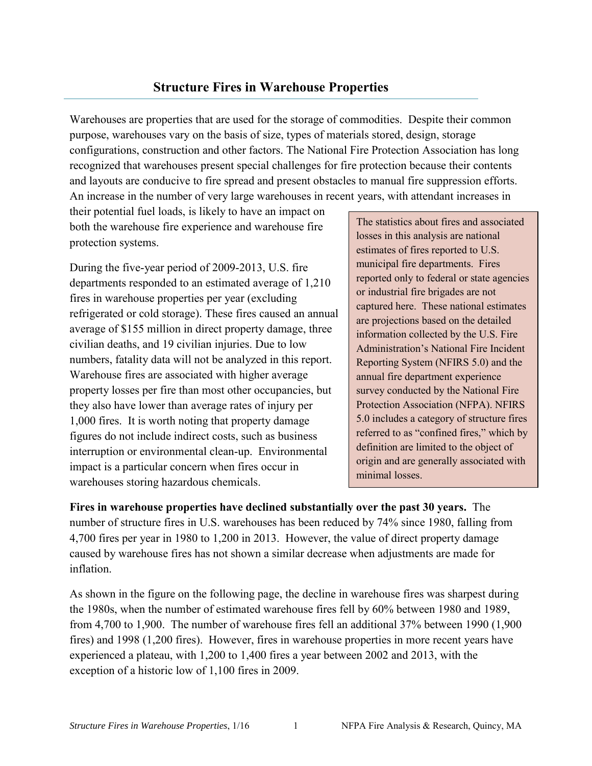## Structure Fires in Warehouse Properties

Warehouses are properties that are used for the storage of commodities. Despite their common purpose, warehouses vary on the basis of size, types of materials stored, design, storage configurations, construction and other factors. The National Fire Protection Association has long recognized that warehouses present special challenges for fire protection because their contents and layouts are conducive to fire spread and present obstacles to manual fire suppression efforts. An increase in the number of very large warehouses in recent years, with attendant increases in their potential fuel loads, is likely to have an impact on both the warehouse fire experience and warehouse fire protection systems.

> The statistics about fires and associated losses in this analysis are national estimates of fires reported to U.S. municipal fire departments. Fires reported only to federal or state agencies or industrial fire brigades are not captured here. These national estimates are projections based on the detailed information collected by the U.S. Fire Administration's National Fire Incident Reporting System (NFIRS 5.0) and the annual fire department experience survey conducted by the National Fire Protection Association (NFPA). NFIRS 5.0 includes a category of structure fires referred to as "confined fires," which by definition are limited to the object of origin and are generally associated with minimal losses.

During the five-year period of 2009-2013, U.S. fire departments responded to an estimated average of 1,210 fires in warehouse properties per year (excluding refrigerated or cold storage). These fires caused an annual average of $155 million in direct property damage, three civilian deaths, and 19 civilian injuries. Due to low numbers, fatality data will not be analyzed in this report. Warehouse fires are associated with higher average property losses per fire than most other occupancies, but they also have lower than average rates of injury per 1,000 fires. It is worth noting that property damage figures do not include indirect costs, such as business interruption or environmental clean-up. Environmental impact is a particular concern when fires occur in warehouses storing hazardous chemicals.

**Fires in warehouse properties have declined substantially over the past 30 years.** The number of structure fires in U.S. warehouses has been reduced by 74% since 1980, falling from 4,700 fires per year in 1980 to 1,200 in 2013. However, the value of direct property damage caused by warehouse fires has not shown a similar decrease when adjustments are made for inflation.

As shown in the figure on the following page, the decline in warehouse fires was sharpest during the 1980s, when the number of estimated warehouse fires fell by 60% between 1980 and 1989, from 4,700 to 1,900. The number of warehouse fires fell an additional 37% between 1990 (1,900 fires) and 1998 (1,200 fires). However, fires in warehouse properties in more recent years have experienced a plateau, with 1,200 to 1,400 fires a year between 2002 and 2013, with the exception of a historic low of 1,100 fires in 2009.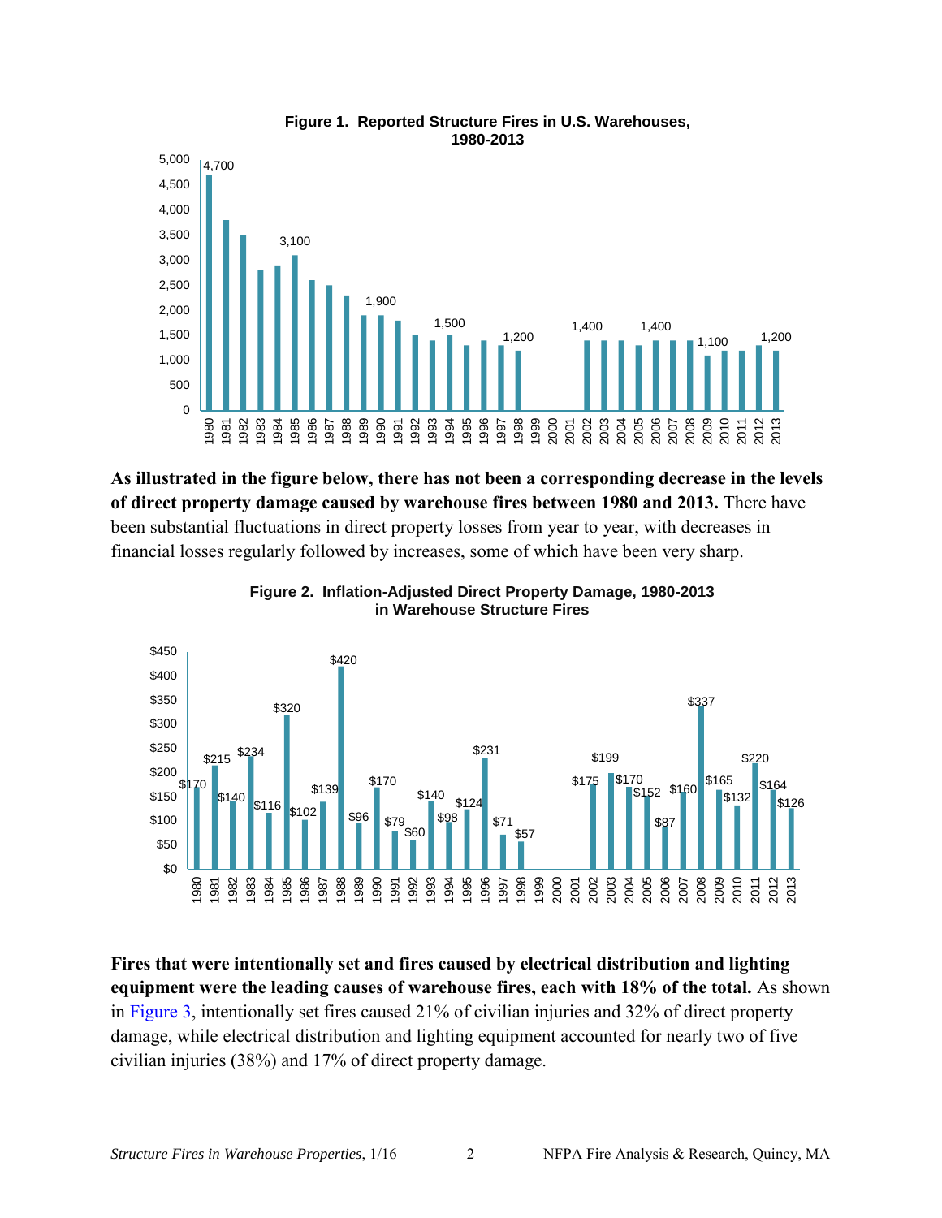**Figure 1. Reported Structure Fires in U.S. Warehouses, 1980-2013**

**As illustrated in the figure below, there has not been a corresponding decrease in the levels of direct property damage caused by warehouse fires between 1980 and 2013.** There have been substantial fluctuations in direct property losses from year to year, with decreases in financial losses regularly followed by increases, some of which have been very sharp.

**Figure 2. Inflation-Adjusted Direct Property Damage, 1980-2013 in Warehouse Structure Fires**

**Fires that were intentionally set and fires caused by electrical distribution and lighting equipment were the leading causes of warehouse fires, each with 18% of the total.** As shown in Figure 3, intentionally set fires caused 21% of civilian injuries and 32% of direct property damage, while electrical distribution and lighting equipment accounted for nearly two of five civilian injuries (38%) and 17% of direct property damage.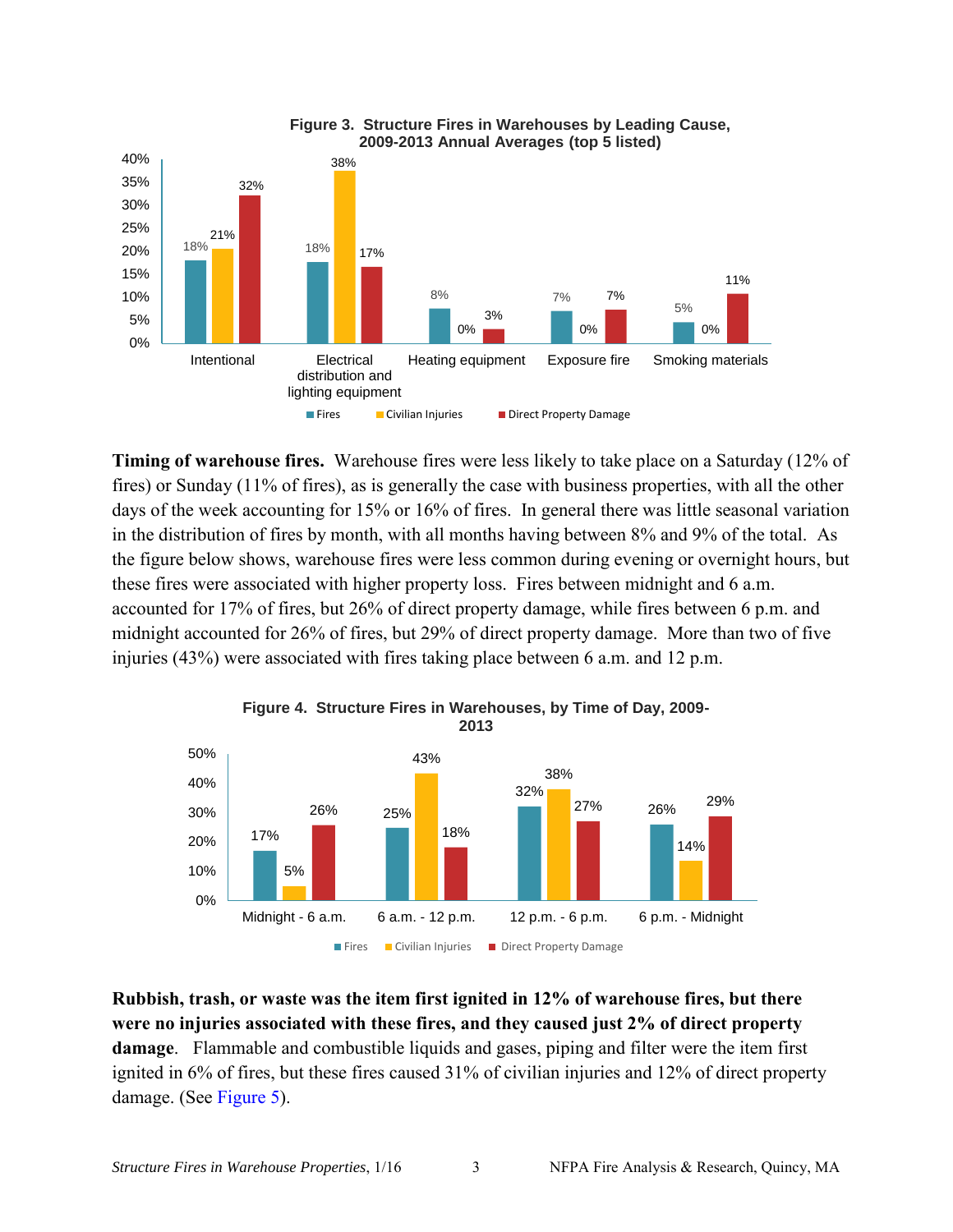**Figure 3. Structure Fires in Warehouses by Leading Cause, 2009-2013 Annual Averages (top 5 listed)**

| Cause | Fires | Civilian Injuries | Direct Property Damage |
|---|---|---|---|
| Intentional | 18% | 21% | 32% |
| Electrical distribution and lighting equipment | 18% | 38% | 17% |
| Heating equipment | 8% | 0% | 3% |
| Exposure fire | 7% | 0% | 7% |
| Smoking materials | 5% | 0% | 11% |

**Timing of warehouse fires.** Warehouse fires were less likely to take place on a Saturday (12% of fires) or Sunday (11% of fires), as is generally the case with business properties, with all the other days of the week accounting for 15% or 16% of fires. In general there was little seasonal variation in the distribution of fires by month, with all months having between 8% and 9% of the total. As the figure below shows, warehouse fires were less common during evening or overnight hours, but these fires were associated with higher property loss. Fires between midnight and 6 a.m. accounted for 17% of fires, but 26% of direct property damage, while fires between 6 p.m. and midnight accounted for 26% of fires, but 29% of direct property damage. More than two of five injuries (43%) were associated with fires taking place between 6 a.m. and 12 p.m.

**Figure 4. Structure Fires in Warehouses, by Time of Day, 2009-2013**

| Time of Day | Fires | Civilian Injuries | Direct Property Damage |
|---|---|---|---|
| Midnight - 6 a.m. | 17% | 5% | 26% |
| 6 a.m. - 12 p.m. | 25% | 43% | 18% |
| 12 p.m. - 6 p.m. | 32% | 38% | 27% |
| 6 p.m. - Midnight | 26% | 14% | 29% |

**Rubbish, trash, or waste was the item first ignited in 12% of warehouse fires, but there were no injuries associated with these fires, and they caused just 2% of direct property damage**. Flammable and combustible liquids and gases, piping and filter were the item first ignited in 6% of fires, but these fires caused 31% of civilian injuries and 12% of direct property damage. (See Figure 5).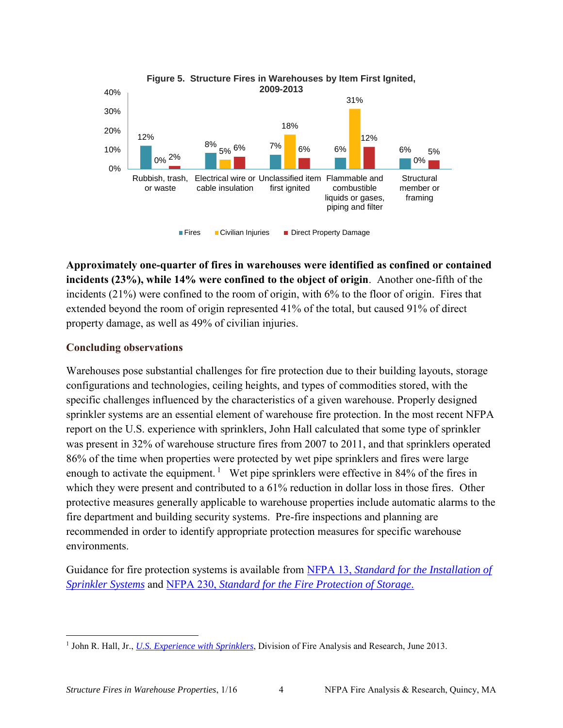**Figure 5. Structure Fires in Warehouses by Item First Ignited, 2009-2013**

| Item First Ignited | Fires | Civilian Injuries | Direct Property Damage |
| --- | --- | --- | --- |
| Rubbish, trash, or waste | 12% | 0% | 2% |
| Electrical wire or cable insulation | 8% | 5% | 6% |
| Unclassified item first ignited | 7% | 18% | 6% |
| Flammable and combustible liquids or gases, piping and filter | 6% | 31% | 12% |
| Structural member or framing | 6% | 0% | 5% |

**Approximately one-quarter of fires in warehouses were identified as confined or contained incidents (23%), while 14% were confined to the object of origin**. Another one-fifth of the incidents (21%) were confined to the room of origin, with 6% to the floor of origin. Fires that extended beyond the room of origin represented 41% of the total, but caused 91% of direct property damage, as well as 49% of civilian injuries.

## Concluding observations

Warehouses pose substantial challenges for fire protection due to their building layouts, storage configurations and technologies, ceiling heights, and types of commodities stored, with the specific challenges influenced by the characteristics of a given warehouse. Properly designed sprinkler systems are an essential element of warehouse fire protection. In the most recent NFPA report on the U.S. experience with sprinklers, John Hall calculated that some type of sprinkler was present in 32% of warehouse structure fires from 2007 to 2011, and that sprinklers operated 86% of the time when properties were protected by wet pipe sprinklers and fires were large enough to activate the equipment.[1] Wet pipe sprinklers were effective in 84% of the fires in which they were present and contributed to a 61% reduction in dollar loss in those fires. Other protective measures generally applicable to warehouse properties include automatic alarms to the fire department and building security systems. Pre-fire inspections and planning are recommended in order to identify appropriate protection measures for specific warehouse environments.

Guidance for fire protection systems is available from NFPA 13, *Standard for the Installation of Sprinkler Systems* and NFPA 230, *Standard for the Fire Protection of Storage.*

---

[1] John R. Hall, Jr., *U.S. Experience with Sprinklers*, Division of Fire Analysis and Research, June 2013.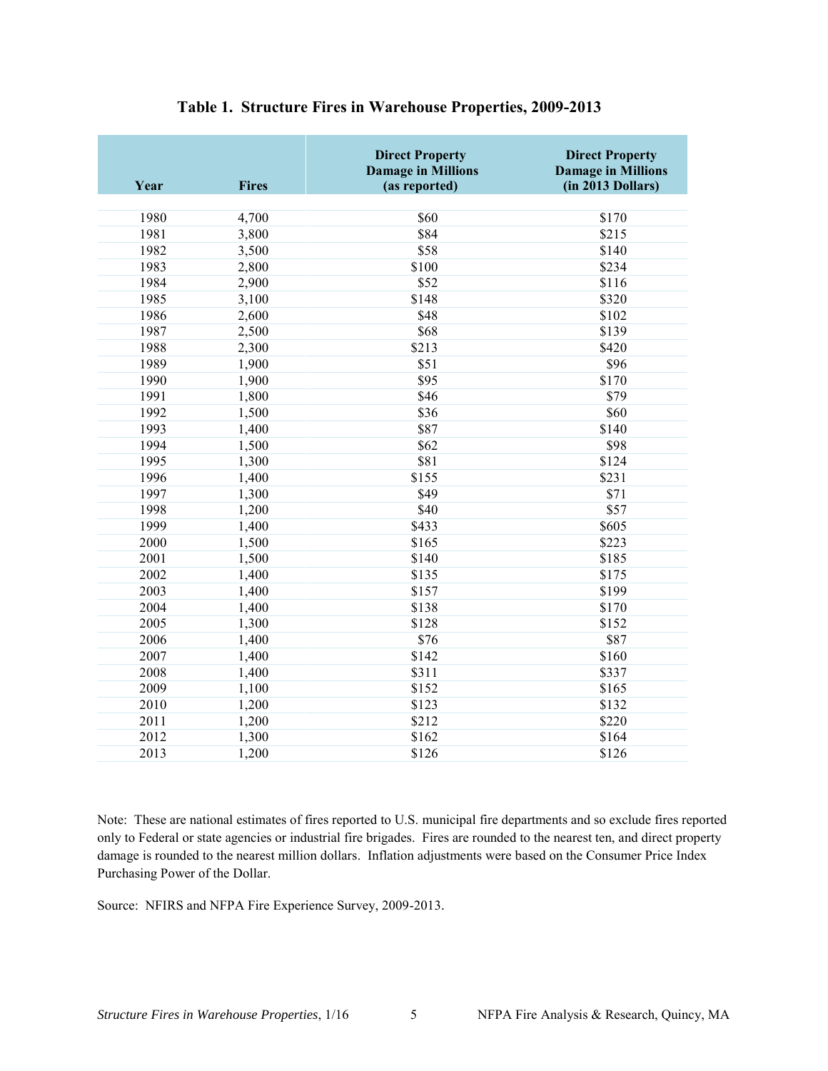## Table 1. Structure Fires in Warehouse Properties, 2009-2013

| Year | Fires | Direct Property Damage in Millions (as reported) | Direct Property Damage in Millions (in 2013 Dollars) |
|---|---|---|---|
| 1980 | 4,700 | $60 | $170 |
| 1981 | 3,800 | $84 | $215 |
| 1982 | 3,500 | $58 | $140 |
| 1983 | 2,800 | $100 | $234 |
| 1984 | 2,900 | $52 | $116 |
| 1985 | 3,100 | $148 | $320 |
| 1986 | 2,600 | $48 | $102 |
| 1987 | 2,500 | $68 | $139 |
| 1988 | 2,300 | $213 | $420 |
| 1989 | 1,900 | $51 | $96 |
| 1990 | 1,900 | $95 | $170 |
| 1991 | 1,800 | $46 | $79 |
| 1992 | 1,500 | $36 | $60 |
| 1993 | 1,400 | $87 | $140 |
| 1994 | 1,500 | $62 | $98 |
| 1995 | 1,300 | $81 | $124 |
| 1996 | 1,400 | $155 | $231 |
| 1997 | 1,300 | $49 | $71 |
| 1998 | 1,200 | $40 | $57 |
| 1999 | 1,400 | $433 | $605 |
| 2000 | 1,500 | $165 | $223 |
| 2001 | 1,500 | $140 | $185 |
| 2002 | 1,400 | $135 | $175 |
| 2003 | 1,400 | $157 | $199 |
| 2004 | 1,400 | $138 | $170 |
| 2005 | 1,300 | $128 | $152 |
| 2006 | 1,400 | $76 | $87 |
| 2007 | 1,400 | $142 | $160 |
| 2008 | 1,400 | $311 | $337 |
| 2009 | 1,100 | $152 | $165 |
| 2010 | 1,200 | $123 | $132 |
| 2011 | 1,200 | $212 | $220 |
| 2012 | 1,300 | $162 | $164 |
| 2013 | 1,200 | $126 | $126 |

Note: These are national estimates of fires reported to U.S. municipal fire departments and so exclude fires reported only to Federal or state agencies or industrial fire brigades. Fires are rounded to the nearest ten, and direct property damage is rounded to the nearest million dollars. Inflation adjustments were based on the Consumer Price Index Purchasing Power of the Dollar.

Source: NFIRS and NFPA Fire Experience Survey, 2009-2013.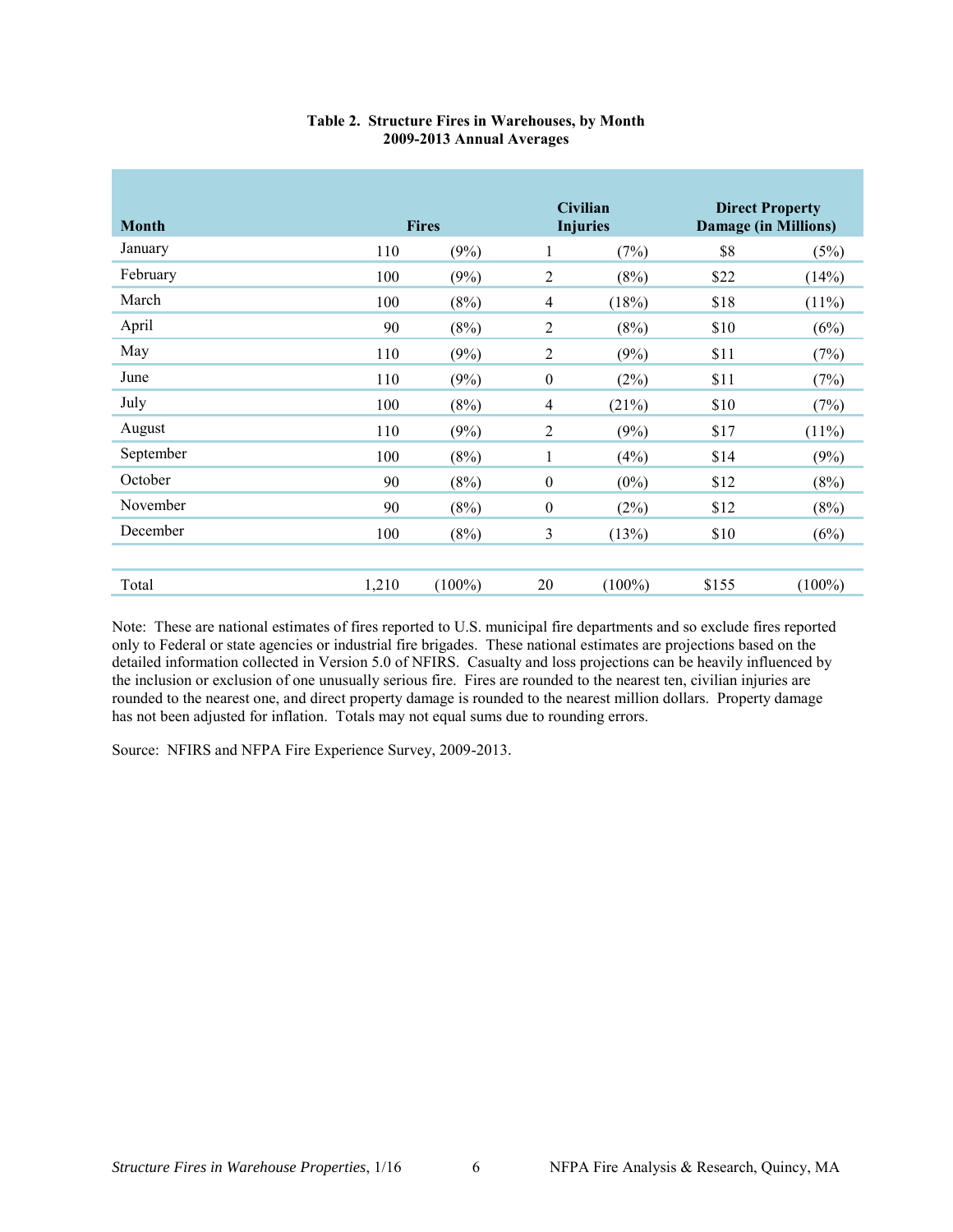**Table 2. Structure Fires in Warehouses, by Month**
**2009-2013 Annual Averages**

| Month | Fires | | Civilian Injuries | | Direct Property Damage (in Millions) | |
|---|---|---|---|---|---|---|
| January | 110 | (9%) | 1 | (7%) | $8 | (5%) |
| February | 100 | (9%) | 2 | (8%) | $22 | (14%) |
| March | 100 | (8%) | 4 | (18%) | $18 | (11%) |
| April | 90 | (8%) | 2 | (8%) | $10 | (6%) |
| May | 110 | (9%) | 2 | (9%) | $11 | (7%) |
| June | 110 | (9%) | 0 | (2%) | $11 | (7%) |
| July | 100 | (8%) | 4 | (21%) | $10 | (7%) |
| August | 110 | (9%) | 2 | (9%) | $17 | (11%) |
| September | 100 | (8%) | 1 | (4%) | $14 | (9%) |
| October | 90 | (8%) | 0 | (0%) | $12 | (8%) |
| November | 90 | (8%) | 0 | (2%) | $12 | (8%) |
| December | 100 | (8%) | 3 | (13%) | $10 | (6%) |
| | | | | | | |
| Total | 1,210 | (100%) | 20 | (100%) | $155 | (100%) |

Note: These are national estimates of fires reported to U.S. municipal fire departments and so exclude fires reported only to Federal or state agencies or industrial fire brigades. These national estimates are projections based on the detailed information collected in Version 5.0 of NFIRS. Casualty and loss projections can be heavily influenced by the inclusion or exclusion of one unusually serious fire. Fires are rounded to the nearest ten, civilian injuries are rounded to the nearest one, and direct property damage is rounded to the nearest million dollars. Property damage has not been adjusted for inflation. Totals may not equal sums due to rounding errors.

Source: NFIRS and NFPA Fire Experience Survey, 2009-2013.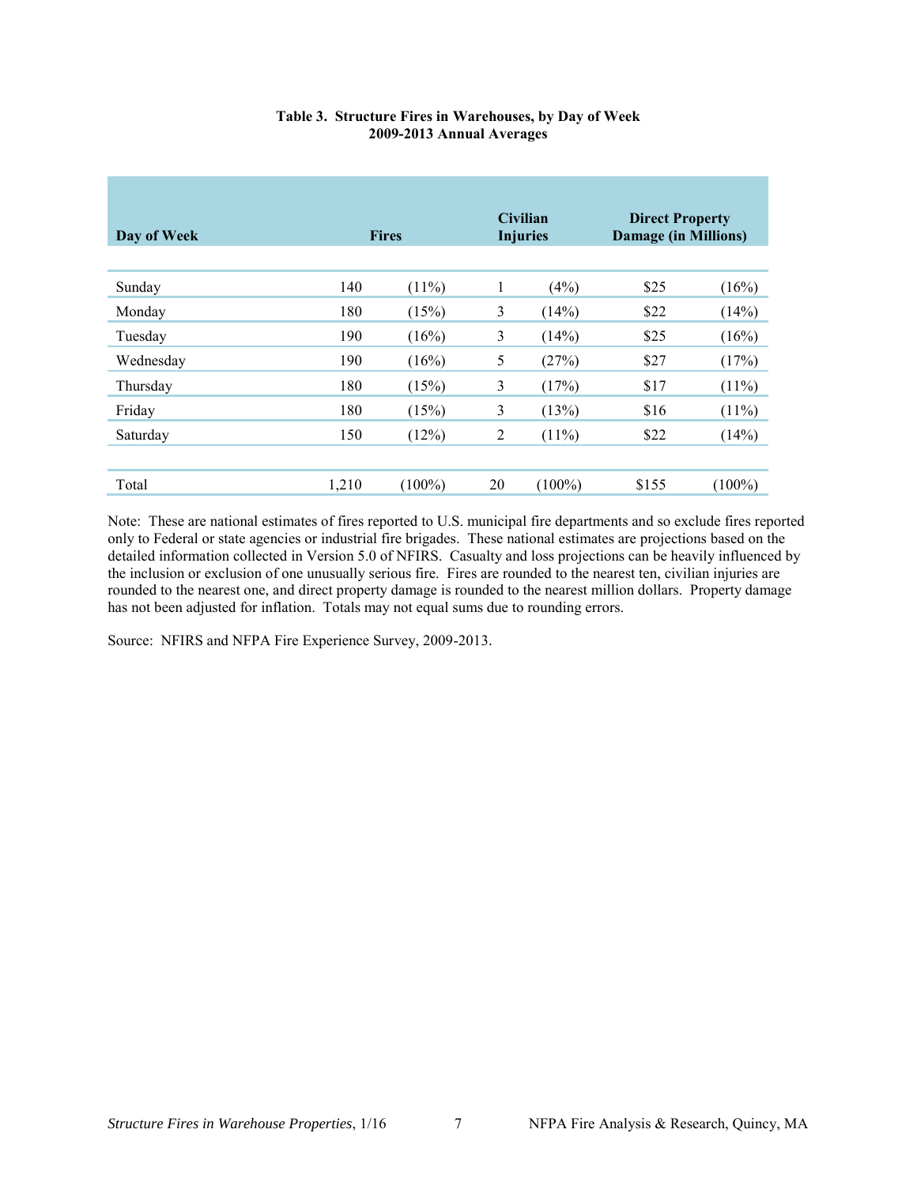**Table 3. Structure Fires in Warehouses, by Day of Week**
**2009-2013 Annual Averages**

| Day of Week | Fires | | Civilian Injuries | | Direct Property Damage (in Millions) | |
|---|---|---|---|---|---|---|
| Sunday | 140 | (11%) | 1 | (4%) | $25 | (16%) |
| Monday | 180 | (15%) | 3 | (14%) | $22 | (14%) |
| Tuesday | 190 | (16%) | 3 | (14%) | $25 | (16%) |
| Wednesday | 190 | (16%) | 5 | (27%) | $27 | (17%) |
| Thursday | 180 | (15%) | 3 | (17%) | $17 | (11%) |
| Friday | 180 | (15%) | 3 | (13%) | $16 | (11%) |
| Saturday | 150 | (12%) | 2 | (11%) | $22 | (14%) |
| Total | 1,210 | (100%) | 20 | (100%) | $155 | (100%) |

Note: These are national estimates of fires reported to U.S. municipal fire departments and so exclude fires reported only to Federal or state agencies or industrial fire brigades. These national estimates are projections based on the detailed information collected in Version 5.0 of NFIRS. Casualty and loss projections can be heavily influenced by the inclusion or exclusion of one unusually serious fire. Fires are rounded to the nearest ten, civilian injuries are rounded to the nearest one, and direct property damage is rounded to the nearest million dollars. Property damage has not been adjusted for inflation. Totals may not equal sums due to rounding errors.

Source: NFIRS and NFPA Fire Experience Survey, 2009-2013.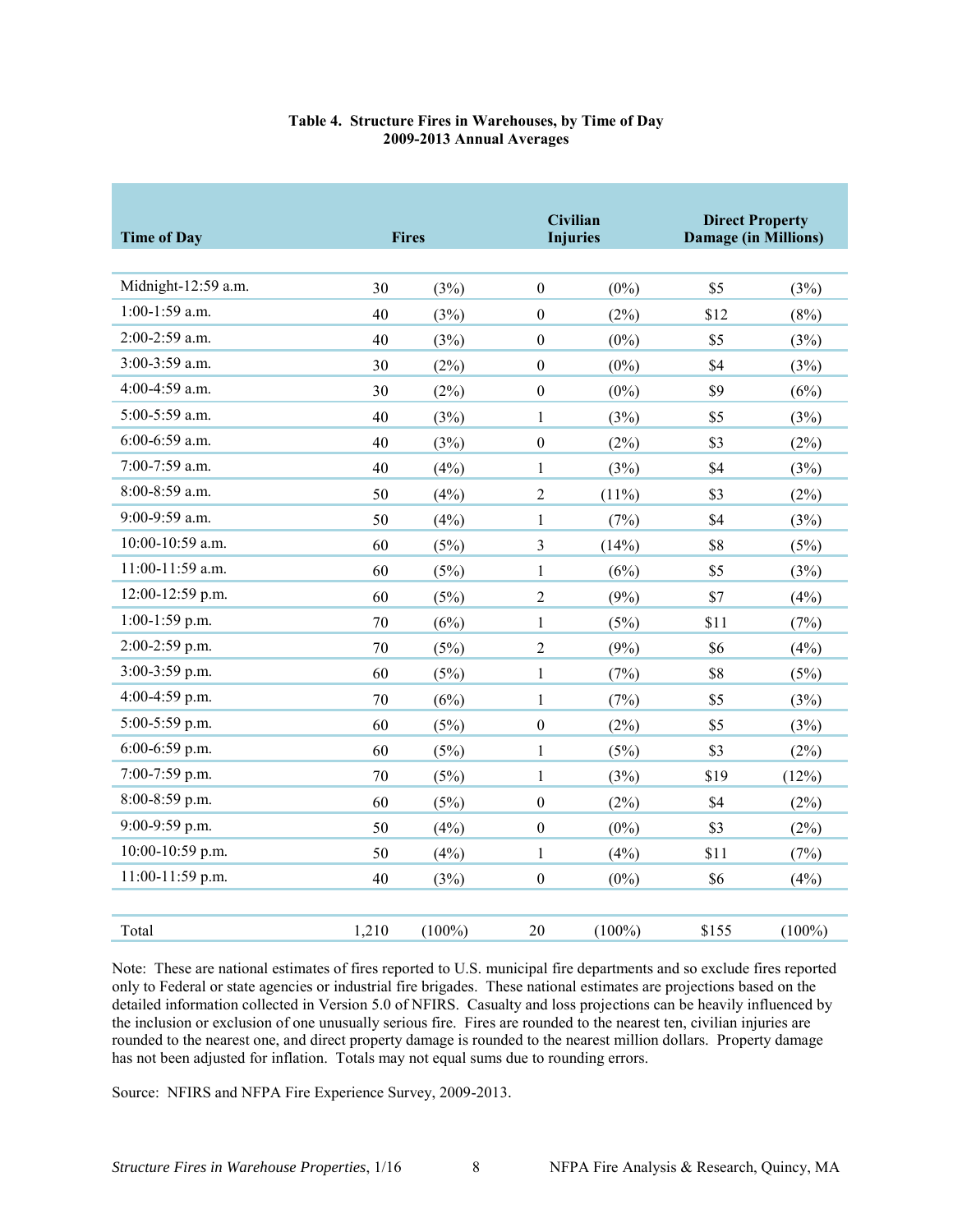**Table 4. Structure Fires in Warehouses, by Time of Day**
**2009-2013 Annual Averages**

| Time of Day | Fires | | Civilian Injuries | | Direct Property Damage (in Millions) | |
|---|---|---|---|---|---|---|
| Midnight-12:59 a.m. | 30 | (3%) | 0 | (0%) | $5 | (3%) |
| 1:00-1:59 a.m. | 40 | (3%) | 0 | (2%) | $12 | (8%) |
| 2:00-2:59 a.m. | 40 | (3%) | 0 | (0%) | $5 | (3%) |
| 3:00-3:59 a.m. | 30 | (2%) | 0 | (0%) | $4 | (3%) |
| 4:00-4:59 a.m. | 30 | (2%) | 0 | (0%) | $9 | (6%) |
| 5:00-5:59 a.m. | 40 | (3%) | 1 | (3%) | $5 | (3%) |
| 6:00-6:59 a.m. | 40 | (3%) | 0 | (2%) | $3 | (2%) |
| 7:00-7:59 a.m. | 40 | (4%) | 1 | (3%) | $4 | (3%) |
| 8:00-8:59 a.m. | 50 | (4%) | 2 | (11%) | $3 | (2%) |
| 9:00-9:59 a.m. | 50 | (4%) | 1 | (7%) | $4 | (3%) |
| 10:00-10:59 a.m. | 60 | (5%) | 3 | (14%) | $8 | (5%) |
| 11:00-11:59 a.m. | 60 | (5%) | 1 | (6%) | $5 | (3%) |
| 12:00-12:59 p.m. | 60 | (5%) | 2 | (9%) | $7 | (4%) |
| 1:00-1:59 p.m. | 70 | (6%) | 1 | (5%) | $11 | (7%) |
| 2:00-2:59 p.m. | 70 | (5%) | 2 | (9%) | $6 | (4%) |
| 3:00-3:59 p.m. | 60 | (5%) | 1 | (7%) | $8 | (5%) |
| 4:00-4:59 p.m. | 70 | (6%) | 1 | (7%) | $5 | (3%) |
| 5:00-5:59 p.m. | 60 | (5%) | 0 | (2%) | $5 | (3%) |
| 6:00-6:59 p.m. | 60 | (5%) | 1 | (5%) | $3 | (2%) |
| 7:00-7:59 p.m. | 70 | (5%) | 1 | (3%) | $19 | (12%) |
| 8:00-8:59 p.m. | 60 | (5%) | 0 | (2%) | $4 | (2%) |
| 9:00-9:59 p.m. | 50 | (4%) | 0 | (0%) | $3 | (2%) |
| 10:00-10:59 p.m. | 50 | (4%) | 1 | (4%) | $11 | (7%) |
| 11:00-11:59 p.m. | 40 | (3%) | 0 | (0%) | $6 | (4%) |
| Total | 1,210 | (100%) | 20 | (100%) | $155 | (100%) |

Note: These are national estimates of fires reported to U.S. municipal fire departments and so exclude fires reported only to Federal or state agencies or industrial fire brigades. These national estimates are projections based on the detailed information collected in Version 5.0 of NFIRS. Casualty and loss projections can be heavily influenced by the inclusion or exclusion of one unusually serious fire. Fires are rounded to the nearest ten, civilian injuries are rounded to the nearest one, and direct property damage is rounded to the nearest million dollars. Property damage has not been adjusted for inflation. Totals may not equal sums due to rounding errors.

Source: NFIRS and NFPA Fire Experience Survey, 2009-2013.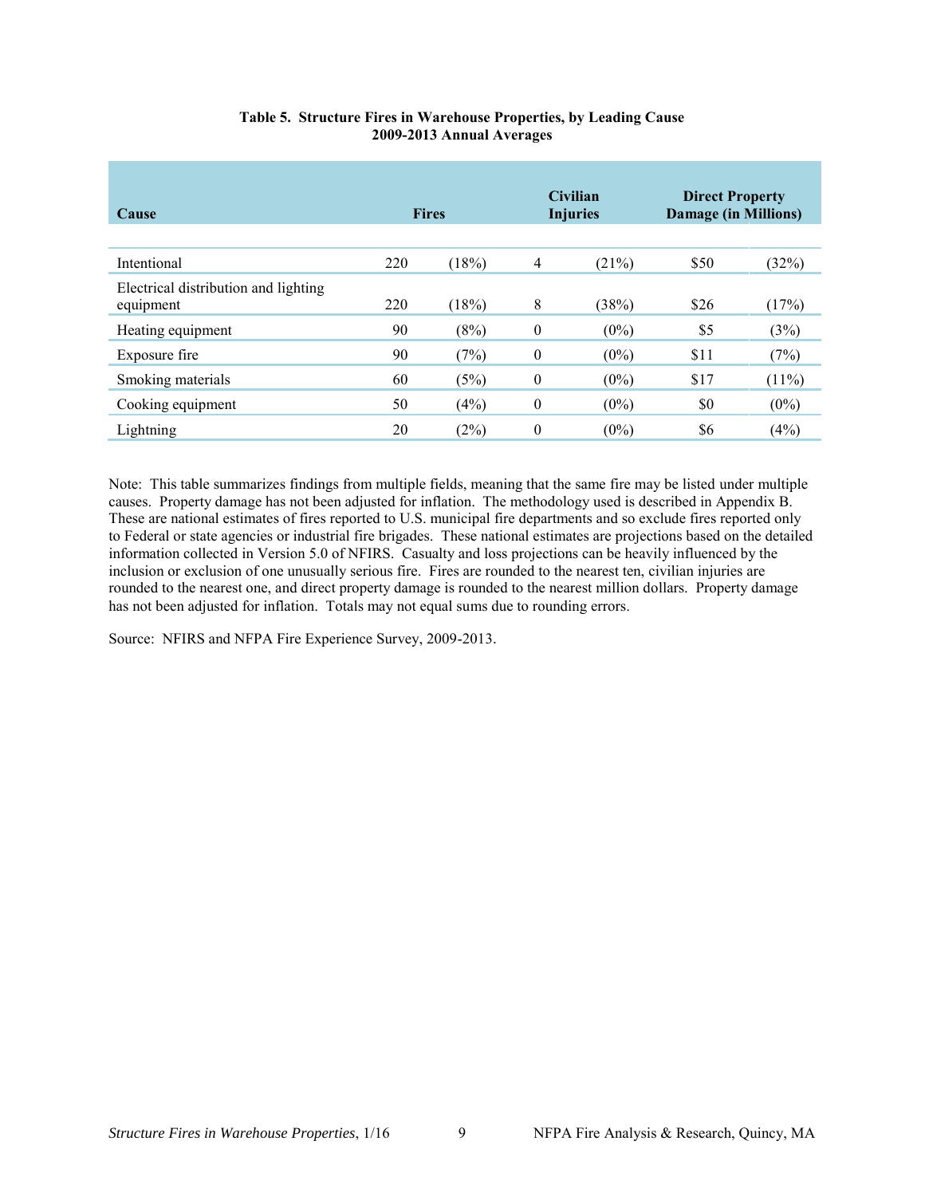**Table 5. Structure Fires in Warehouse Properties, by Leading Cause**
**2009-2013 Annual Averages**

| Cause | Fires | | Civilian Injuries | | Direct Property Damage (in Millions) | |
|---|---|---|---|---|---|---|
| Intentional | 220 | (18%) | 4 | (21%) | $50 | (32%) |
| Electrical distribution and lighting equipment | 220 | (18%) | 8 | (38%) | $26 | (17%) |
| Heating equipment | 90 | (8%) | 0 | (0%) | $5 | (3%) |
| Exposure fire | 90 | (7%) | 0 | (0%) | $11 | (7%) |
| Smoking materials | 60 | (5%) | 0 | (0%) | $17 | (11%) |
| Cooking equipment | 50 | (4%) | 0 | (0%) | $0 | (0%) |
| Lightning | 20 | (2%) | 0 | (0%) | $6 | (4%) |

Note: This table summarizes findings from multiple fields, meaning that the same fire may be listed under multiple causes. Property damage has not been adjusted for inflation. The methodology used is described in Appendix B. These are national estimates of fires reported to U.S. municipal fire departments and so exclude fires reported only to Federal or state agencies or industrial fire brigades. These national estimates are projections based on the detailed information collected in Version 5.0 of NFIRS. Casualty and loss projections can be heavily influenced by the inclusion or exclusion of one unusually serious fire. Fires are rounded to the nearest ten, civilian injuries are rounded to the nearest one, and direct property damage is rounded to the nearest million dollars. Property damage has not been adjusted for inflation. Totals may not equal sums due to rounding errors.

Source: NFIRS and NFPA Fire Experience Survey, 2009-2013.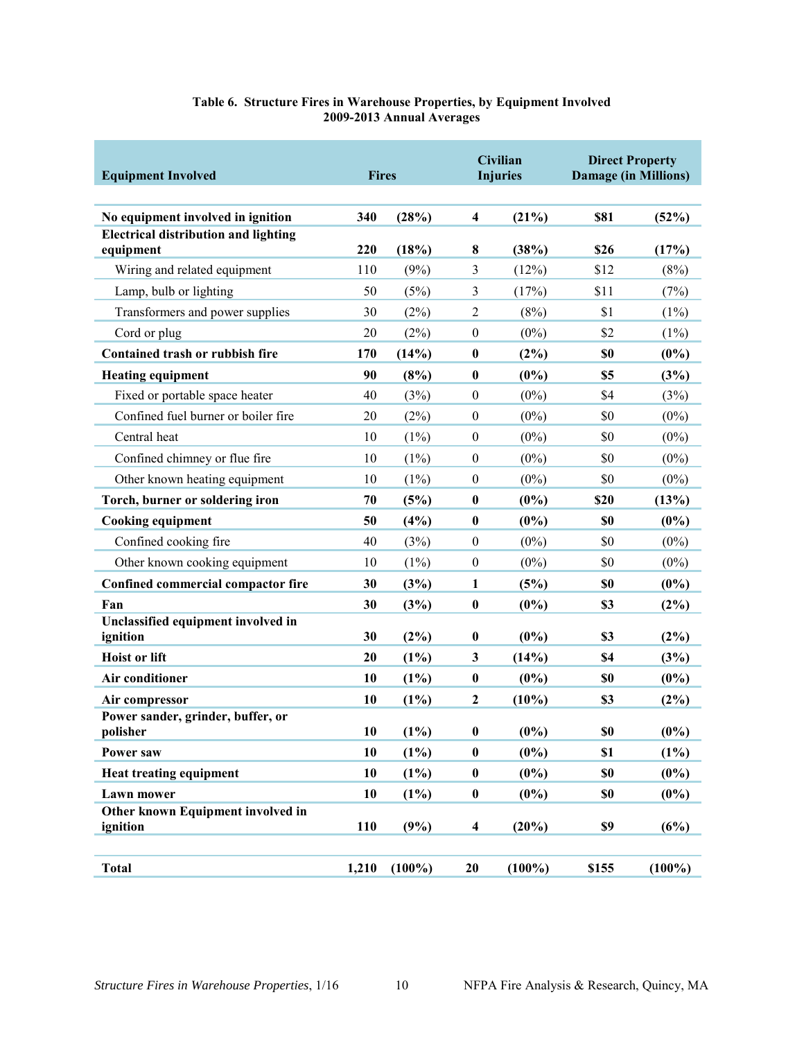**Table 6. Structure Fires in Warehouse Properties, by Equipment Involved**
**2009-2013 Annual Averages**

| Equipment Involved | Fires | | Civilian Injuries | | Direct Property Damage (in Millions) | |
|---|---|---|---|---|---|---|
| **No equipment involved in ignition** | **340** | **(28%)** | **4** | **(21%)** | **$81** | **(52%)** |
| **Electrical distribution and lighting equipment** | **220** | **(18%)** | **8** | **(38%)** | **$26** | **(17%)** |
| Wiring and related equipment | 110 | (9%) | 3 | (12%) | $12 | (8%) |
| Lamp, bulb or lighting | 50 | (5%) | 3 | (17%) | $11 | (7%) |
| Transformers and power supplies | 30 | (2%) | 2 | (8%) | $1 | (1%) |
| Cord or plug | 20 | (2%) | 0 | (0%) | $2 | (1%) |
| **Contained trash or rubbish fire** | **170** | **(14%)** | **0** | **(2%)** | **$0** | **(0%)** |
| **Heating equipment** | **90** | **(8%)** | **0** | **(0%)** | **$5** | **(3%)** |
| Fixed or portable space heater | 40 | (3%) | 0 | (0%) | $4 | (3%) |
| Confined fuel burner or boiler fire | 20 | (2%) | 0 | (0%) | $0 | (0%) |
| Central heat | 10 | (1%) | 0 | (0%) | $0 | (0%) |
| Confined chimney or flue fire | 10 | (1%) | 0 | (0%) | $0 | (0%) |
| Other known heating equipment | 10 | (1%) | 0 | (0%) | $0 | (0%) |
| **Torch, burner or soldering iron** | **70** | **(5%)** | **0** | **(0%)** | **$20** | **(13%)** |
| **Cooking equipment** | **50** | **(4%)** | **0** | **(0%)** | **$0** | **(0%)** |
| Confined cooking fire | 40 | (3%) | 0 | (0%) | $0 | (0%) |
| Other known cooking equipment | 10 | (1%) | 0 | (0%) | $0 | (0%) |
| **Confined commercial compactor fire** | **30** | **(3%)** | **1** | **(5%)** | **$0** | **(0%)** |
| **Fan** | **30** | **(3%)** | **0** | **(0%)** | **$3** | **(2%)** |
| **Unclassified equipment involved in ignition** | **30** | **(2%)** | **0** | **(0%)** | **$3** | **(2%)** |
| **Hoist or lift** | **20** | **(1%)** | **3** | **(14%)** | **$4** | **(3%)** |
| **Air conditioner** | **10** | **(1%)** | **0** | **(0%)** | **$0** | **(0%)** |
| **Air compressor** | **10** | **(1%)** | **2** | **(10%)** | **$3** | **(2%)** |
| **Power sander, grinder, buffer, or polisher** | **10** | **(1%)** | **0** | **(0%)** | **$0** | **(0%)** |
| **Power saw** | **10** | **(1%)** | **0** | **(0%)** | **$1** | **(1%)** |
| **Heat treating equipment** | **10** | **(1%)** | **0** | **(0%)** | **$0** | **(0%)** |
| **Lawn mower** | **10** | **(1%)** | **0** | **(0%)** | **$0** | **(0%)** |
| **Other known Equipment involved in ignition** | **110** | **(9%)** | **4** | **(20%)** | **$9** | **(6%)** |
| **Total** | **1,210** | **(100%)** | **20** | **(100%)** | **$155** | **(100%)** |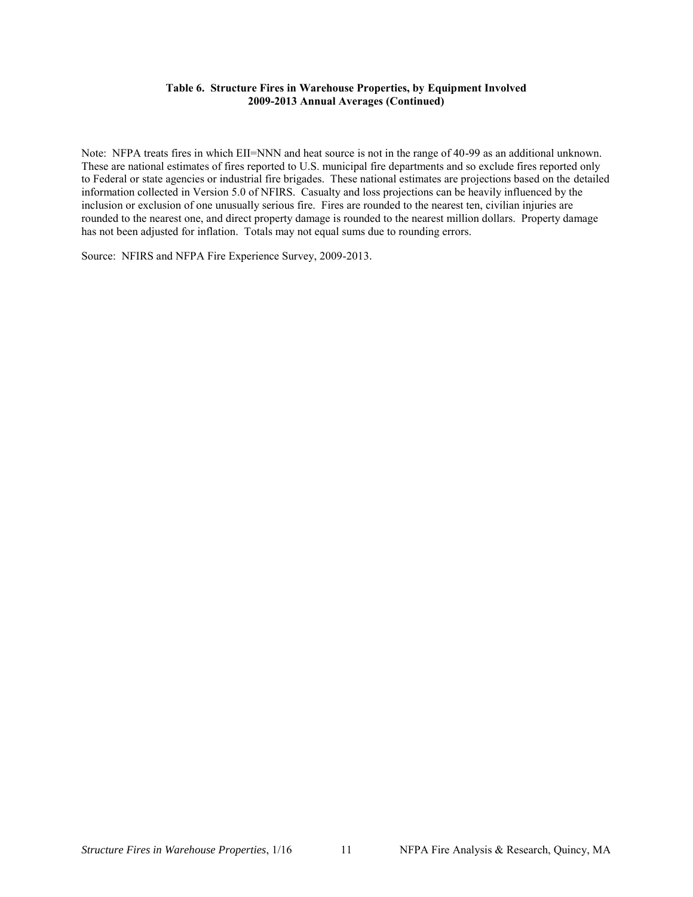**Table 6. Structure Fires in Warehouse Properties, by Equipment Involved**
**2009-2013 Annual Averages (Continued)**

Note: NFPA treats fires in which EII=NNN and heat source is not in the range of 40-99 as an additional unknown. These are national estimates of fires reported to U.S. municipal fire departments and so exclude fires reported only to Federal or state agencies or industrial fire brigades. These national estimates are projections based on the detailed information collected in Version 5.0 of NFIRS. Casualty and loss projections can be heavily influenced by the inclusion or exclusion of one unusually serious fire. Fires are rounded to the nearest ten, civilian injuries are rounded to the nearest one, and direct property damage is rounded to the nearest million dollars. Property damage has not been adjusted for inflation. Totals may not equal sums due to rounding errors.

Source: NFIRS and NFPA Fire Experience Survey, 2009-2013.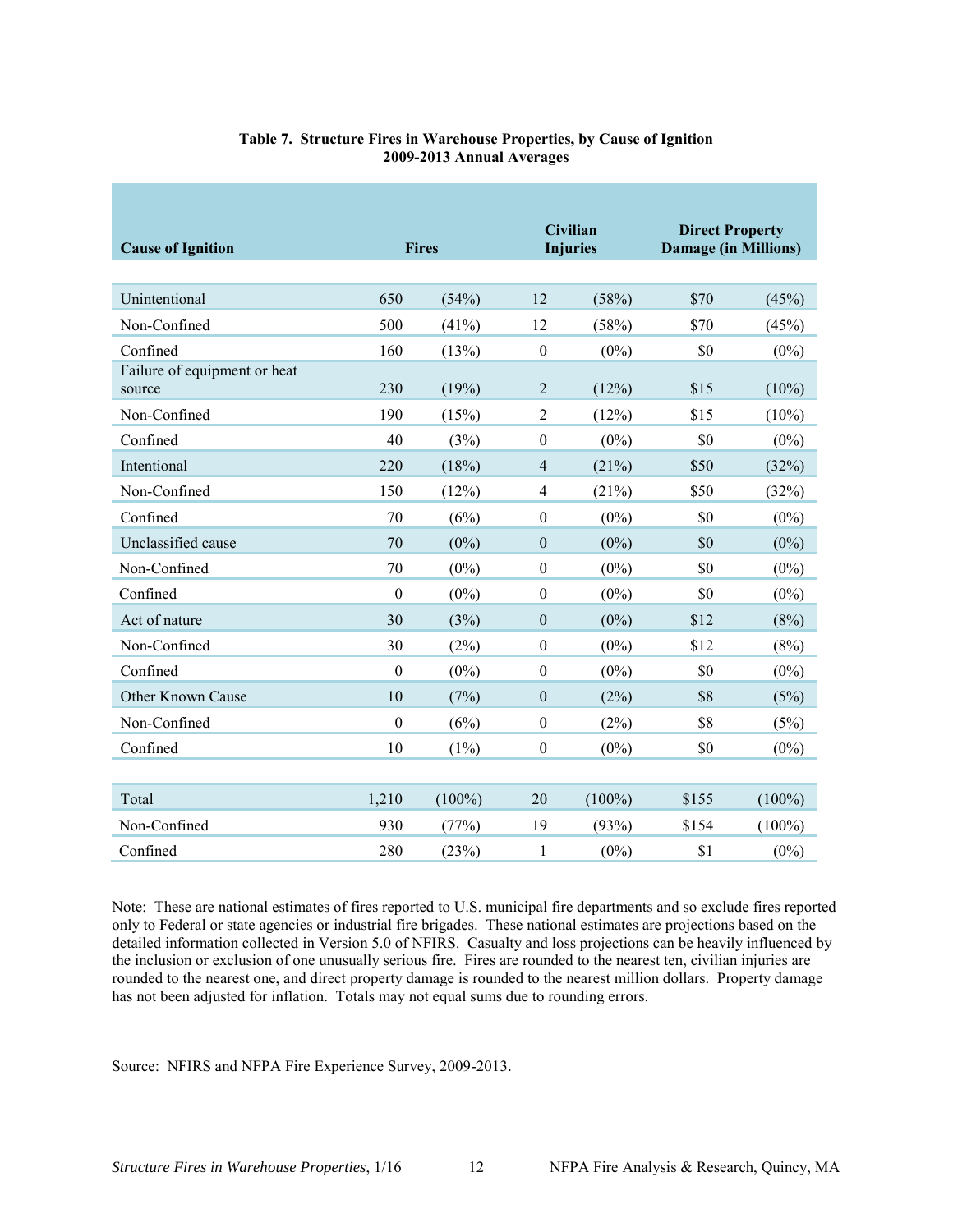**Table 7. Structure Fires in Warehouse Properties, by Cause of Ignition**
**2009-2013 Annual Averages**

| Cause of Ignition | Fires | | Civilian Injuries | | Direct Property Damage (in Millions) | |
|---|---|---|---|---|---|---|
| Unintentional | 650 | (54%) | 12 | (58%) | $70 | (45%) |
| Non-Confined | 500 | (41%) | 12 | (58%) | $70 | (45%) |
| Confined | 160 | (13%) | 0 | (0%) | $0 | (0%) |
| Failure of equipment or heat source | 230 | (19%) | 2 | (12%) | $15 | (10%) |
| Non-Confined | 190 | (15%) | 2 | (12%) | $15 | (10%) |
| Confined | 40 | (3%) | 0 | (0%) | $0 | (0%) |
| Intentional | 220 | (18%) | 4 | (21%) | $50 | (32%) |
| Non-Confined | 150 | (12%) | 4 | (21%) | $50 | (32%) |
| Confined | 70 | (6%) | 0 | (0%) | $0 | (0%) |
| Unclassified cause | 70 | (0%) | 0 | (0%) | $0 | (0%) |
| Non-Confined | 70 | (0%) | 0 | (0%) | $0 | (0%) |
| Confined | 0 | (0%) | 0 | (0%) | $0 | (0%) |
| Act of nature | 30 | (3%) | 0 | (0%) | $12 | (8%) |
| Non-Confined | 30 | (2%) | 0 | (0%) | $12 | (8%) |
| Confined | 0 | (0%) | 0 | (0%) | $0 | (0%) |
| Other Known Cause | 10 | (7%) | 0 | (2%) | $8 | (5%) |
| Non-Confined | 0 | (6%) | 0 | (2%) | $8 | (5%) |
| Confined | 10 | (1%) | 0 | (0%) | $0 | (0%) |
| | | | | | | |
| Total | 1,210 | (100%) | 20 | (100%) | $155 | (100%) |
| Non-Confined | 930 | (77%) | 19 | (93%) | $154 | (100%) |
| Confined | 280 | (23%) | 1 | (0%) | $1 | (0%) |

Note: These are national estimates of fires reported to U.S. municipal fire departments and so exclude fires reported only to Federal or state agencies or industrial fire brigades. These national estimates are projections based on the detailed information collected in Version 5.0 of NFIRS. Casualty and loss projections can be heavily influenced by the inclusion or exclusion of one unusually serious fire. Fires are rounded to the nearest ten, civilian injuries are rounded to the nearest one, and direct property damage is rounded to the nearest million dollars. Property damage has not been adjusted for inflation. Totals may not equal sums due to rounding errors.

Source: NFIRS and NFPA Fire Experience Survey, 2009-2013.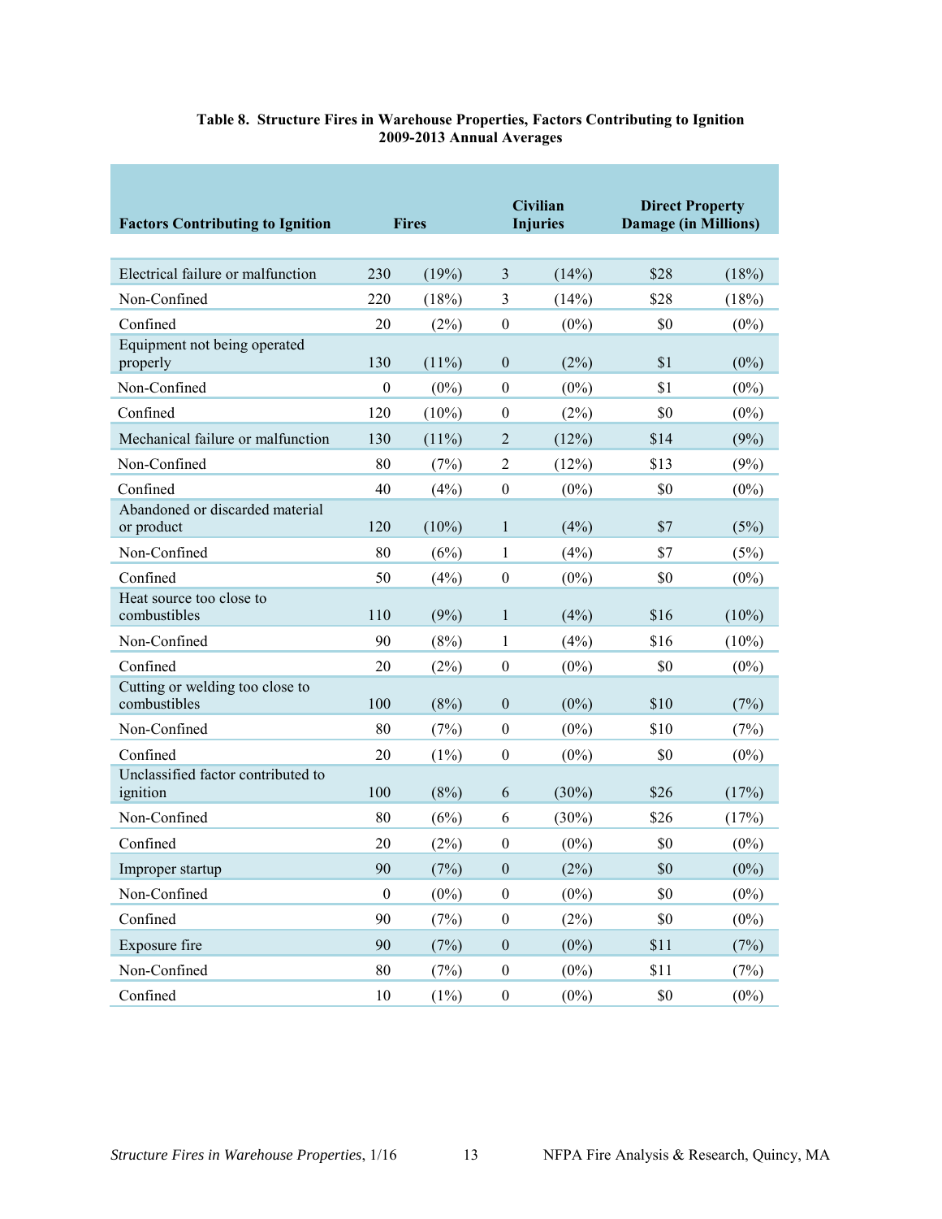**Table 8. Structure Fires in Warehouse Properties, Factors Contributing to Ignition 2009-2013 Annual Averages**

| Factors Contributing to Ignition | Fires | | Civilian Injuries | | Direct Property Damage (in Millions) | |
|---|---|---|---|---|---|---|
| Electrical failure or malfunction | 230 | (19%) | 3 | (14%) | $28 | (18%) |
| Non-Confined | 220 | (18%) | 3 | (14%) | $28 | (18%) |
| Confined | 20 | (2%) | 0 | (0%) | $0 | (0%) |
| Equipment not being operated properly | 130 | (11%) | 0 | (2%) | $1 | (0%) |
| Non-Confined | 0 | (0%) | 0 | (0%) | $1 | (0%) |
| Confined | 120 | (10%) | 0 | (2%) | $0 | (0%) |
| Mechanical failure or malfunction | 130 | (11%) | 2 | (12%) | $14 | (9%) |
| Non-Confined | 80 | (7%) | 2 | (12%) | $13 | (9%) |
| Confined | 40 | (4%) | 0 | (0%) | $0 | (0%) |
| Abandoned or discarded material or product | 120 | (10%) | 1 | (4%) | $7 | (5%) |
| Non-Confined | 80 | (6%) | 1 | (4%) | $7 | (5%) |
| Confined | 50 | (4%) | 0 | (0%) | $0 | (0%) |
| Heat source too close to combustibles | 110 | (9%) | 1 | (4%) | $16 | (10%) |
| Non-Confined | 90 | (8%) | 1 | (4%) | $16 | (10%) |
| Confined | 20 | (2%) | 0 | (0%) | $0 | (0%) |
| Cutting or welding too close to combustibles | 100 | (8%) | 0 | (0%) | $10 | (7%) |
| Non-Confined | 80 | (7%) | 0 | (0%) | $10 | (7%) |
| Confined | 20 | (1%) | 0 | (0%) | $0 | (0%) |
| Unclassified factor contributed to ignition | 100 | (8%) | 6 | (30%) | $26 | (17%) |
| Non-Confined | 80 | (6%) | 6 | (30%) | $26 | (17%) |
| Confined | 20 | (2%) | 0 | (0%) | $0 | (0%) |
| Improper startup | 90 | (7%) | 0 | (2%) | $0 | (0%) |
| Non-Confined | 0 | (0%) | 0 | (0%) | $0 | (0%) |
| Confined | 90 | (7%) | 0 | (2%) | $0 | (0%) |
| Exposure fire | 90 | (7%) | 0 | (0%) | $11 | (7%) |
| Non-Confined | 80 | (7%) | 0 | (0%) | $11 | (7%) |
| Confined | 10 | (1%) | 0 | (0%) | $0 | (0%) |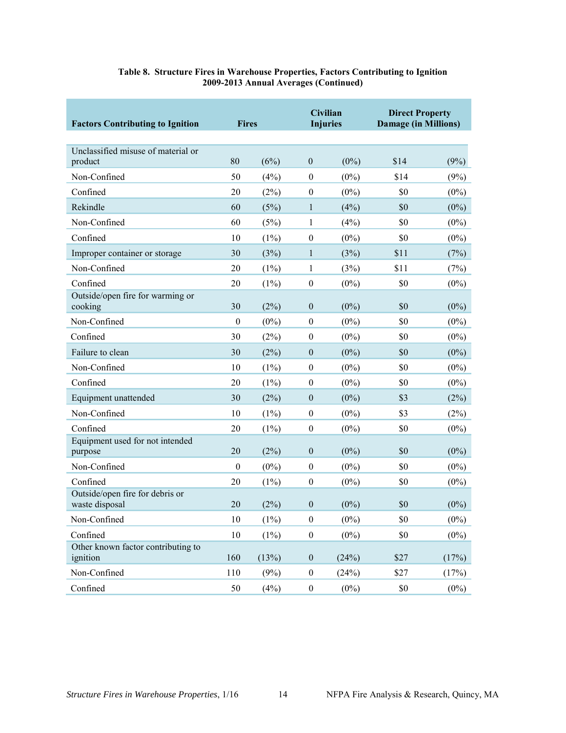**Table 8. Structure Fires in Warehouse Properties, Factors Contributing to Ignition 2009-2013 Annual Averages (Continued)**

| Factors Contributing to Ignition | Fires | | Civilian Injuries | | Direct Property Damage (in Millions) | |
|---|---|---|---|---|---|---|
| Unclassified misuse of material or product | 80 | (6%) | 0 | (0%) | $14 | (9%) |
| Non-Confined | 50 | (4%) | 0 | (0%) | $14 | (9%) |
| Confined | 20 | (2%) | 0 | (0%) | $0 | (0%) |
| Rekindle | 60 | (5%) | 1 | (4%) | $0 | (0%) |
| Non-Confined | 60 | (5%) | 1 | (4%) | $0 | (0%) |
| Confined | 10 | (1%) | 0 | (0%) | $0 | (0%) |
| Improper container or storage | 30 | (3%) | 1 | (3%) | $11 | (7%) |
| Non-Confined | 20 | (1%) | 1 | (3%) | $11 | (7%) |
| Confined | 20 | (1%) | 0 | (0%) | $0 | (0%) |
| Outside/open fire for warming or cooking | 30 | (2%) | 0 | (0%) | $0 | (0%) |
| Non-Confined | 0 | (0%) | 0 | (0%) | $0 | (0%) |
| Confined | 30 | (2%) | 0 | (0%) | $0 | (0%) |
| Failure to clean | 30 | (2%) | 0 | (0%) | $0 | (0%) |
| Non-Confined | 10 | (1%) | 0 | (0%) | $0 | (0%) |
| Confined | 20 | (1%) | 0 | (0%) | $0 | (0%) |
| Equipment unattended | 30 | (2%) | 0 | (0%) | $3 | (2%) |
| Non-Confined | 10 | (1%) | 0 | (0%) | $3 | (2%) |
| Confined | 20 | (1%) | 0 | (0%) | $0 | (0%) |
| Equipment used for not intended purpose | 20 | (2%) | 0 | (0%) | $0 | (0%) |
| Non-Confined | 0 | (0%) | 0 | (0%) | $0 | (0%) |
| Confined | 20 | (1%) | 0 | (0%) | $0 | (0%) |
| Outside/open fire for debris or waste disposal | 20 | (2%) | 0 | (0%) | $0 | (0%) |
| Non-Confined | 10 | (1%) | 0 | (0%) | $0 | (0%) |
| Confined | 10 | (1%) | 0 | (0%) | $0 | (0%) |
| Other known factor contributing to ignition | 160 | (13%) | 0 | (24%) | $27 | (17%) |
| Non-Confined | 110 | (9%) | 0 | (24%) | $27 | (17%) |
| Confined | 50 | (4%) | 0 | (0%) | $0 | (0%) |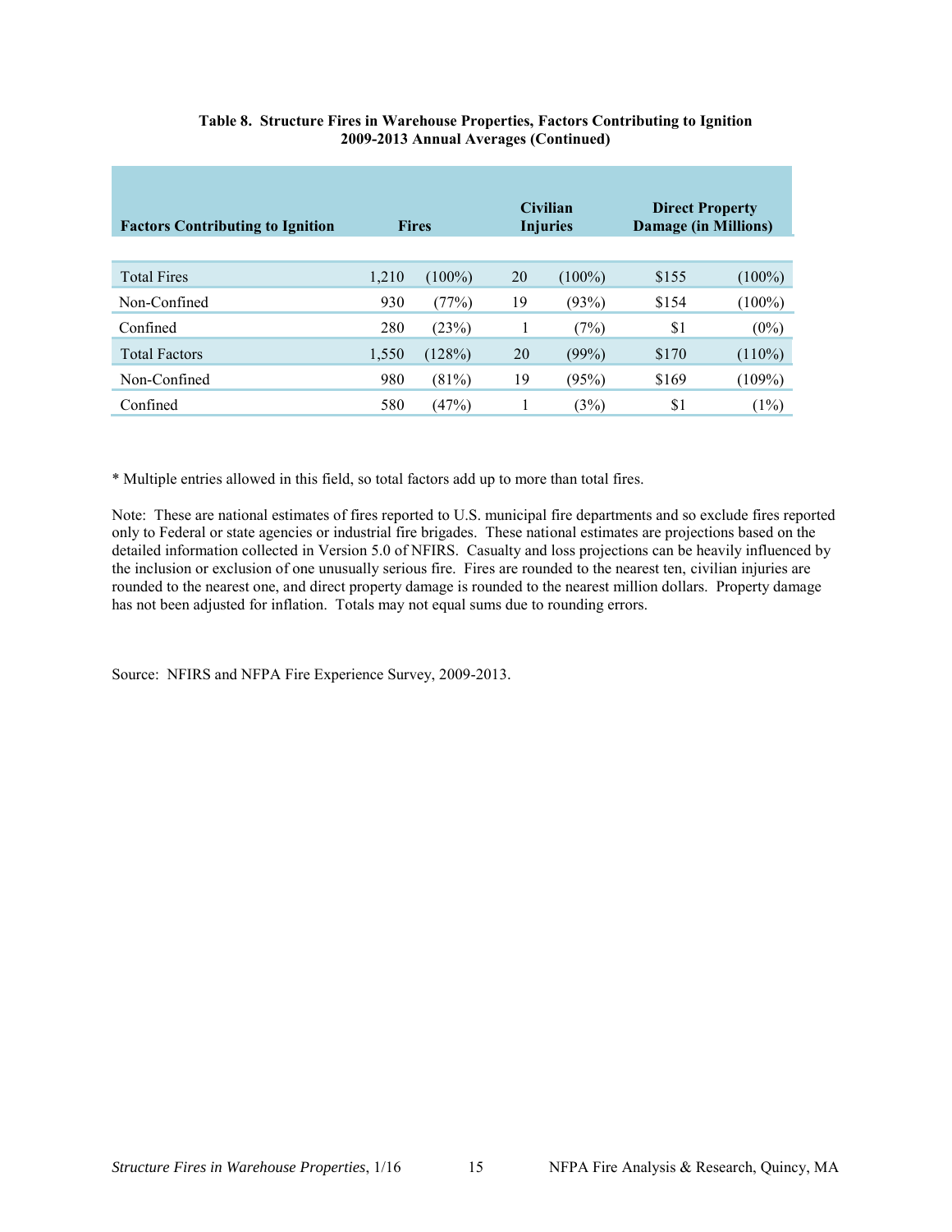**Table 8. Structure Fires in Warehouse Properties, Factors Contributing to Ignition 2009-2013 Annual Averages (Continued)**

| Factors Contributing to Ignition | Fires | | Civilian Injuries | | Direct Property Damage (in Millions) | |
|---|---|---|---|---|---|---|
| Total Fires | 1,210 | (100%) | 20 | (100%) | $155 | (100%) |
| Non-Confined | 930 | (77%) | 19 | (93%) | $154 | (100%) |
| Confined | 280 | (23%) | 1 | (7%) | $1 | (0%) |
| Total Factors | 1,550 | (128%) | 20 | (99%) | $170 | (110%) |
| Non-Confined | 980 | (81%) | 19 | (95%) | $169 | (109%) |
| Confined | 580 | (47%) | 1 | (3%) | $1 | (1%) |

* Multiple entries allowed in this field, so total factors add up to more than total fires.

Note: These are national estimates of fires reported to U.S. municipal fire departments and so exclude fires reported only to Federal or state agencies or industrial fire brigades. These national estimates are projections based on the detailed information collected in Version 5.0 of NFIRS. Casualty and loss projections can be heavily influenced by the inclusion or exclusion of one unusually serious fire. Fires are rounded to the nearest ten, civilian injuries are rounded to the nearest one, and direct property damage is rounded to the nearest million dollars. Property damage has not been adjusted for inflation. Totals may not equal sums due to rounding errors.

Source: NFIRS and NFPA Fire Experience Survey, 2009-2013.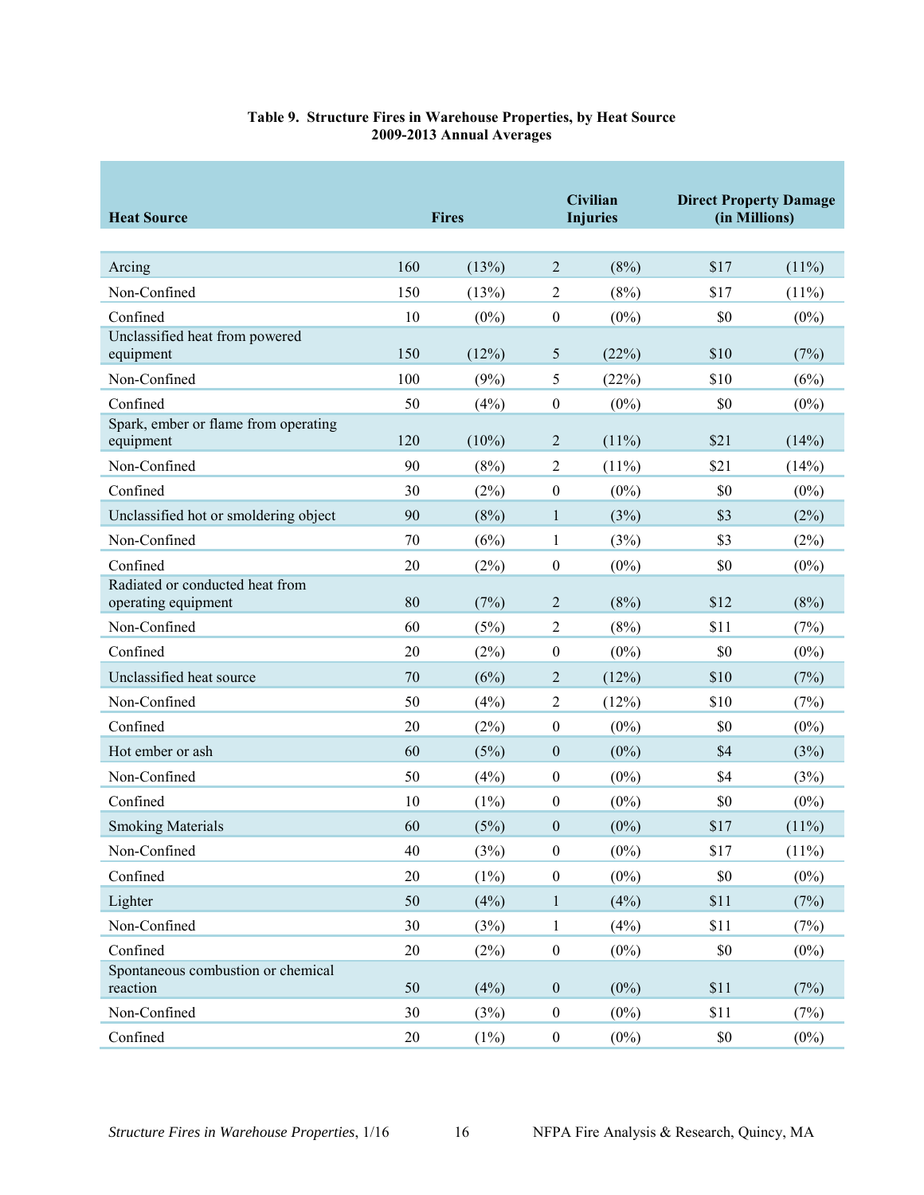**Table 9. Structure Fires in Warehouse Properties, by Heat Source**
**2009-2013 Annual Averages**

| Heat Source | Fires | | Civilian Injuries | | Direct Property Damage (in Millions) | |
|---|---|---|---|---|---|---|
| Arcing | 160 | (13%) | 2 | (8%) | $17 | (11%) |
| Non-Confined | 150 | (13%) | 2 | (8%) | $17 | (11%) |
| Confined | 10 | (0%) | 0 | (0%) | $0 | (0%) |
| Unclassified heat from powered equipment | 150 | (12%) | 5 | (22%) | $10 | (7%) |
| Non-Confined | 100 | (9%) | 5 | (22%) | $10 | (6%) |
| Confined | 50 | (4%) | 0 | (0%) | $0 | (0%) |
| Spark, ember or flame from operating equipment | 120 | (10%) | 2 | (11%) | $21 | (14%) |
| Non-Confined | 90 | (8%) | 2 | (11%) | $21 | (14%) |
| Confined | 30 | (2%) | 0 | (0%) | $0 | (0%) |
| Unclassified hot or smoldering object | 90 | (8%) | 1 | (3%) | $3 | (2%) |
| Non-Confined | 70 | (6%) | 1 | (3%) | $3 | (2%) |
| Confined | 20 | (2%) | 0 | (0%) | $0 | (0%) |
| Radiated or conducted heat from operating equipment | 80 | (7%) | 2 | (8%) | $12 | (8%) |
| Non-Confined | 60 | (5%) | 2 | (8%) | $11 | (7%) |
| Confined | 20 | (2%) | 0 | (0%) | $0 | (0%) |
| Unclassified heat source | 70 | (6%) | 2 | (12%) | $10 | (7%) |
| Non-Confined | 50 | (4%) | 2 | (12%) | $10 | (7%) |
| Confined | 20 | (2%) | 0 | (0%) | $0 | (0%) |
| Hot ember or ash | 60 | (5%) | 0 | (0%) | $4 | (3%) |
| Non-Confined | 50 | (4%) | 0 | (0%) | $4 | (3%) |
| Confined | 10 | (1%) | 0 | (0%) | $0 | (0%) |
| Smoking Materials | 60 | (5%) | 0 | (0%) | $17 | (11%) |
| Non-Confined | 40 | (3%) | 0 | (0%) | $17 | (11%) |
| Confined | 20 | (1%) | 0 | (0%) | $0 | (0%) |
| Lighter | 50 | (4%) | 1 | (4%) | $11 | (7%) |
| Non-Confined | 30 | (3%) | 1 | (4%) | $11 | (7%) |
| Confined | 20 | (2%) | 0 | (0%) | $0 | (0%) |
| Spontaneous combustion or chemical reaction | 50 | (4%) | 0 | (0%) | $11 | (7%) |
| Non-Confined | 30 | (3%) | 0 | (0%) | $11 | (7%) |
| Confined | 20 | (1%) | 0 | (0%) | $0 | (0%) |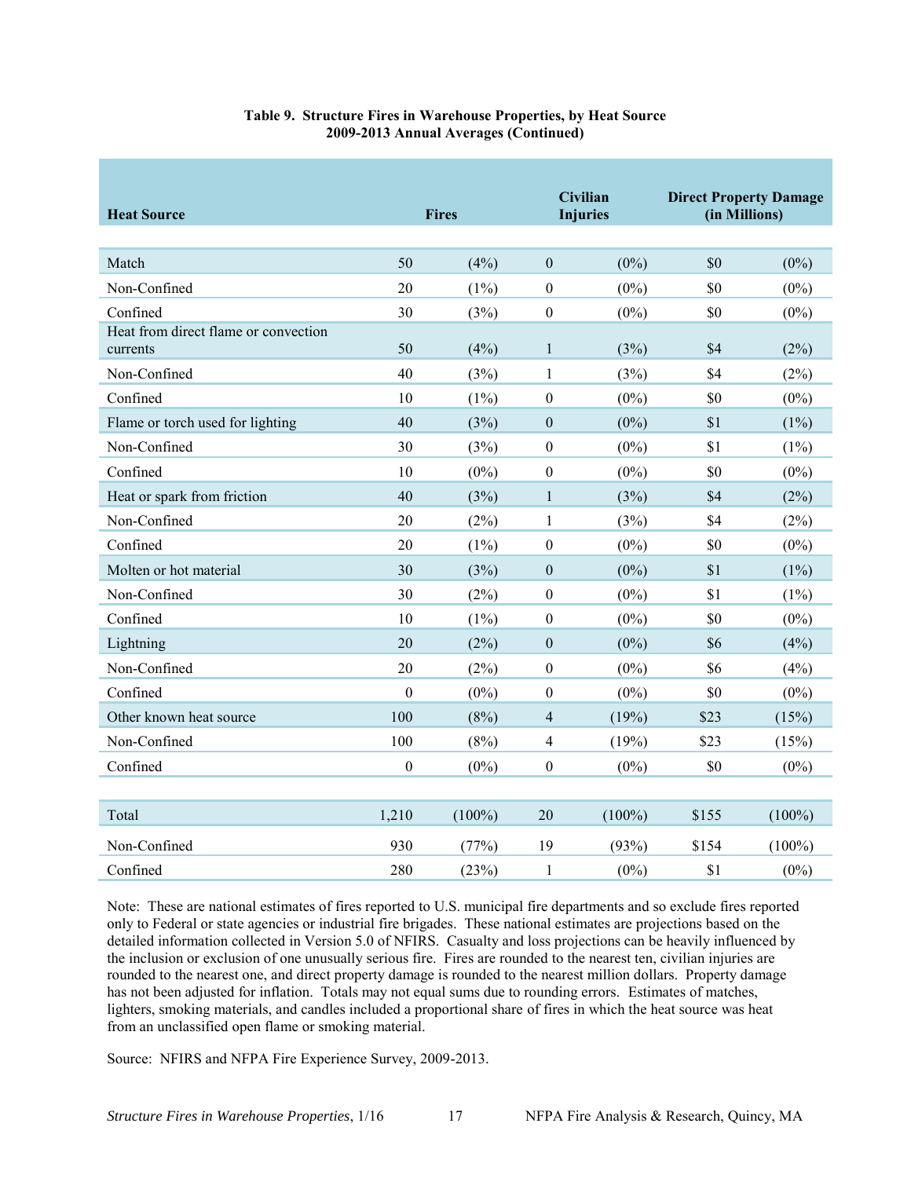**Table 9. Structure Fires in Warehouse Properties, by Heat Source**
**2009-2013 Annual Averages (Continued)**

| Heat Source | Fires | | Civilian Injuries | | Direct Property Damage (in Millions) | |
|---|---|---|---|---|---|---|
| Match | 50 | (4%) | 0 | (0%) | $0 | (0%) |
| Non-Confined | 20 | (1%) | 0 | (0%) | $0 | (0%) |
| Confined | 30 | (3%) | 0 | (0%) | $0 | (0%) |
| Heat from direct flame or convection currents | 50 | (4%) | 1 | (3%) | $4 | (2%) |
| Non-Confined | 40 | (3%) | 1 | (3%) | $4 | (2%) |
| Confined | 10 | (1%) | 0 | (0%) | $0 | (0%) |
| Flame or torch used for lighting | 40 | (3%) | 0 | (0%) | $1 | (1%) |
| Non-Confined | 30 | (3%) | 0 | (0%) | $1 | (1%) |
| Confined | 10 | (0%) | 0 | (0%) | $0 | (0%) |
| Heat or spark from friction | 40 | (3%) | 1 | (3%) | $4 | (2%) |
| Non-Confined | 20 | (2%) | 1 | (3%) | $4 | (2%) |
| Confined | 20 | (1%) | 0 | (0%) | $0 | (0%) |
| Molten or hot material | 30 | (3%) | 0 | (0%) | $1 | (1%) |
| Non-Confined | 30 | (2%) | 0 | (0%) | $1 | (1%) |
| Confined | 10 | (1%) | 0 | (0%) | $0 | (0%) |
| Lightning | 20 | (2%) | 0 | (0%) | $6 | (4%) |
| Non-Confined | 20 | (2%) | 0 | (0%) | $6 | (4%) |
| Confined | 0 | (0%) | 0 | (0%) | $0 | (0%) |
| Other known heat source | 100 | (8%) | 4 | (19%) | $23 | (15%) |
| Non-Confined | 100 | (8%) | 4 | (19%) | $23 | (15%) |
| Confined | 0 | (0%) | 0 | (0%) | $0 | (0%) |
| Total | 1,210 | (100%) | 20 | (100%) | $155 | (100%) |
| Non-Confined | 930 | (77%) | 19 | (93%) | $154 | (100%) |
| Confined | 280 | (23%) | 1 | (0%) | $1 | (0%) |

Note: These are national estimates of fires reported to U.S. municipal fire departments and so exclude fires reported only to Federal or state agencies or industrial fire brigades. These national estimates are projections based on the detailed information collected in Version 5.0 of NFIRS. Casualty and loss projections can be heavily influenced by the inclusion or exclusion of one unusually serious fire. Fires are rounded to the nearest ten, civilian injuries are rounded to the nearest one, and direct property damage is rounded to the nearest million dollars. Property damage has not been adjusted for inflation. Totals may not equal sums due to rounding errors. Estimates of matches, lighters, smoking materials, and candles included a proportional share of fires in which the heat source was heat from an unclassified open flame or smoking material.

Source: NFIRS and NFPA Fire Experience Survey, 2009-2013.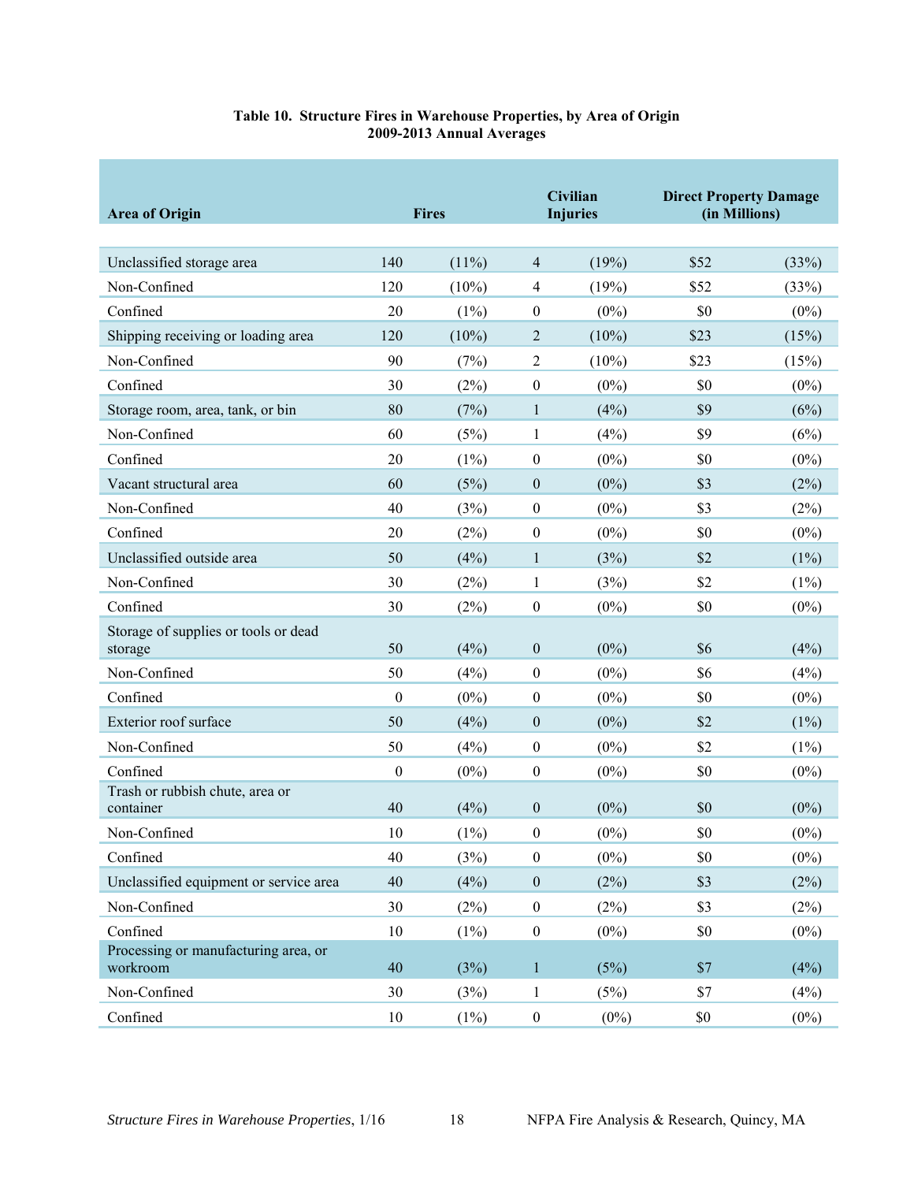**Table 10. Structure Fires in Warehouse Properties, by Area of Origin**
**2009-2013 Annual Averages**

| Area of Origin | Fires | | Civilian Injuries | | Direct Property Damage (in Millions) | |
|---|---|---|---|---|---|---|
| Unclassified storage area | 140 | (11%) | 4 | (19%) | $52 | (33%) |
| Non-Confined | 120 | (10%) | 4 | (19%) | $52 | (33%) |
| Confined | 20 | (1%) | 0 | (0%) | $0 | (0%) |
| Shipping receiving or loading area | 120 | (10%) | 2 | (10%) | $23 | (15%) |
| Non-Confined | 90 | (7%) | 2 | (10%) | $23 | (15%) |
| Confined | 30 | (2%) | 0 | (0%) | $0 | (0%) |
| Storage room, area, tank, or bin | 80 | (7%) | 1 | (4%) | $9 | (6%) |
| Non-Confined | 60 | (5%) | 1 | (4%) | $9 | (6%) |
| Confined | 20 | (1%) | 0 | (0%) | $0 | (0%) |
| Vacant structural area | 60 | (5%) | 0 | (0%) | $3 | (2%) |
| Non-Confined | 40 | (3%) | 0 | (0%) | $3 | (2%) |
| Confined | 20 | (2%) | 0 | (0%) | $0 | (0%) |
| Unclassified outside area | 50 | (4%) | 1 | (3%) | $2 | (1%) |
| Non-Confined | 30 | (2%) | 1 | (3%) | $2 | (1%) |
| Confined | 30 | (2%) | 0 | (0%) | $0 | (0%) |
| Storage of supplies or tools or dead storage | 50 | (4%) | 0 | (0%) | $6 | (4%) |
| Non-Confined | 50 | (4%) | 0 | (0%) | $6 | (4%) |
| Confined | 0 | (0%) | 0 | (0%) | $0 | (0%) |
| Exterior roof surface | 50 | (4%) | 0 | (0%) | $2 | (1%) |
| Non-Confined | 50 | (4%) | 0 | (0%) | $2 | (1%) |
| Confined | 0 | (0%) | 0 | (0%) | $0 | (0%) |
| Trash or rubbish chute, area or container | 40 | (4%) | 0 | (0%) | $0 | (0%) |
| Non-Confined | 10 | (1%) | 0 | (0%) | $0 | (0%) |
| Confined | 40 | (3%) | 0 | (0%) | $0 | (0%) |
| Unclassified equipment or service area | 40 | (4%) | 0 | (2%) | $3 | (2%) |
| Non-Confined | 30 | (2%) | 0 | (2%) | $3 | (2%) |
| Confined | 10 | (1%) | 0 | (0%) | $0 | (0%) |
| Processing or manufacturing area, or workroom | 40 | (3%) | 1 | (5%) | $7 | (4%) |
| Non-Confined | 30 | (3%) | 1 | (5%) | $7 | (4%) |
| Confined | 10 | (1%) | 0 | (0%) | $0 | (0%) |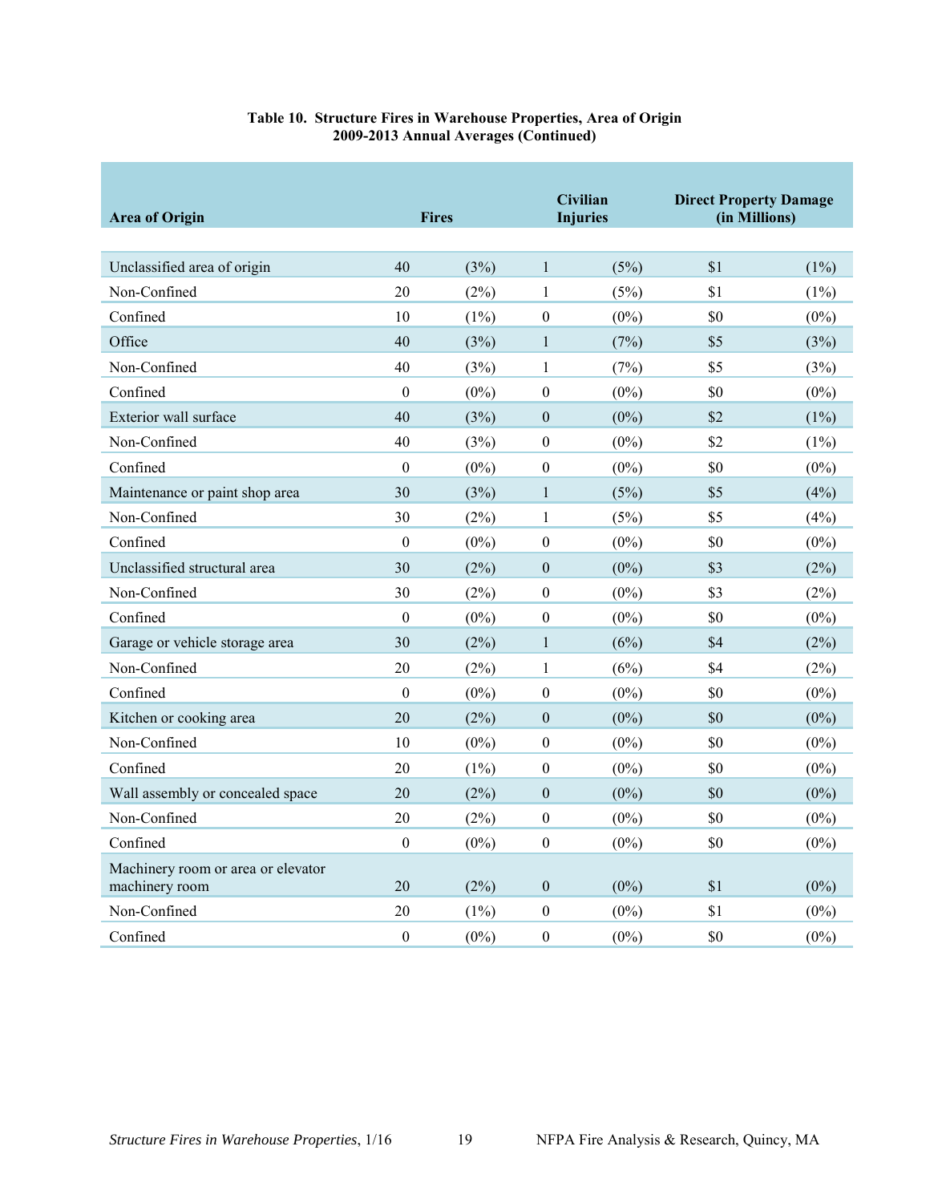**Table 10. Structure Fires in Warehouse Properties, Area of Origin 2009-2013 Annual Averages (Continued)**

| Area of Origin | Fires | | Civilian Injuries | | Direct Property Damage (in Millions) | |
|---|---|---|---|---|---|---|
| Unclassified area of origin | 40 | (3%) | 1 | (5%) | $1 | (1%) |
| Non-Confined | 20 | (2%) | 1 | (5%) | $1 | (1%) |
| Confined | 10 | (1%) | 0 | (0%) | $0 | (0%) |
| Office | 40 | (3%) | 1 | (7%) | $5 | (3%) |
| Non-Confined | 40 | (3%) | 1 | (7%) | $5 | (3%) |
| Confined | 0 | (0%) | 0 | (0%) | $0 | (0%) |
| Exterior wall surface | 40 | (3%) | 0 | (0%) | $2 | (1%) |
| Non-Confined | 40 | (3%) | 0 | (0%) | $2 | (1%) |
| Confined | 0 | (0%) | 0 | (0%) | $0 | (0%) |
| Maintenance or paint shop area | 30 | (3%) | 1 | (5%) | $5 | (4%) |
| Non-Confined | 30 | (2%) | 1 | (5%) | $5 | (4%) |
| Confined | 0 | (0%) | 0 | (0%) | $0 | (0%) |
| Unclassified structural area | 30 | (2%) | 0 | (0%) | $3 | (2%) |
| Non-Confined | 30 | (2%) | 0 | (0%) | $3 | (2%) |
| Confined | 0 | (0%) | 0 | (0%) | $0 | (0%) |
| Garage or vehicle storage area | 30 | (2%) | 1 | (6%) | $4 | (2%) |
| Non-Confined | 20 | (2%) | 1 | (6%) | $4 | (2%) |
| Confined | 0 | (0%) | 0 | (0%) | $0 | (0%) |
| Kitchen or cooking area | 20 | (2%) | 0 | (0%) | $0 | (0%) |
| Non-Confined | 10 | (0%) | 0 | (0%) | $0 | (0%) |
| Confined | 20 | (1%) | 0 | (0%) | $0 | (0%) |
| Wall assembly or concealed space | 20 | (2%) | 0 | (0%) | $0 | (0%) |
| Non-Confined | 20 | (2%) | 0 | (0%) | $0 | (0%) |
| Confined | 0 | (0%) | 0 | (0%) | $0 | (0%) |
| Machinery room or area or elevator machinery room | 20 | (2%) | 0 | (0%) | $1 | (0%) |
| Non-Confined | 20 | (1%) | 0 | (0%) | $1 | (0%) |
| Confined | 0 | (0%) | 0 | (0%) | $0 | (0%) |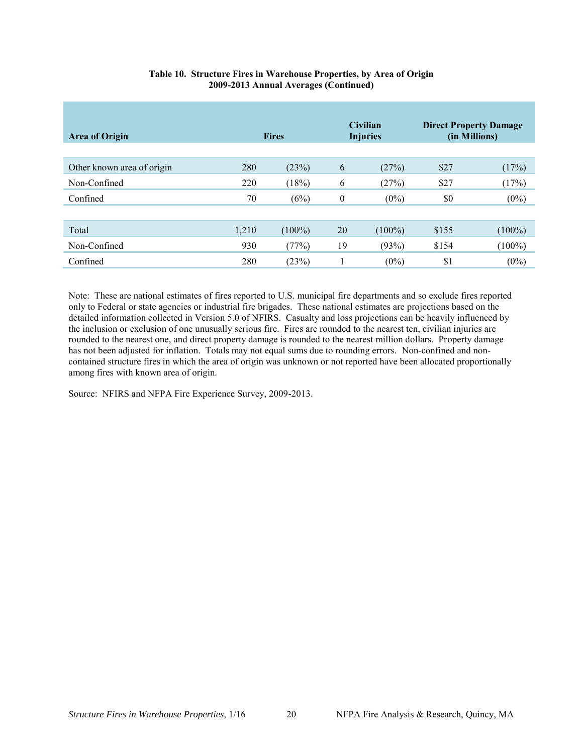**Table 10. Structure Fires in Warehouse Properties, by Area of Origin**
**2009-2013 Annual Averages (Continued)**

| Area of Origin | Fires | | Civilian Injuries | | Direct Property Damage (in Millions) | |
|---|---|---|---|---|---|---|
| Other known area of origin | 280 | (23%) | 6 | (27%) | $27 | (17%) |
| Non-Confined | 220 | (18%) | 6 | (27%) | $27 | (17%) |
| Confined | 70 | (6%) | 0 | (0%) | $0 | (0%) |
| Total | 1,210 | (100%) | 20 | (100%) | $155 | (100%) |
| Non-Confined | 930 | (77%) | 19 | (93%) | $154 | (100%) |
| Confined | 280 | (23%) | 1 | (0%) | $1 | (0%) |

Note: These are national estimates of fires reported to U.S. municipal fire departments and so exclude fires reported only to Federal or state agencies or industrial fire brigades. These national estimates are projections based on the detailed information collected in Version 5.0 of NFIRS. Casualty and loss projections can be heavily influenced by the inclusion or exclusion of one unusually serious fire. Fires are rounded to the nearest ten, civilian injuries are rounded to the nearest one, and direct property damage is rounded to the nearest million dollars. Property damage has not been adjusted for inflation. Totals may not equal sums due to rounding errors. Non-confined and non-contained structure fires in which the area of origin was unknown or not reported have been allocated proportionally among fires with known area of origin.

Source: NFIRS and NFPA Fire Experience Survey, 2009-2013.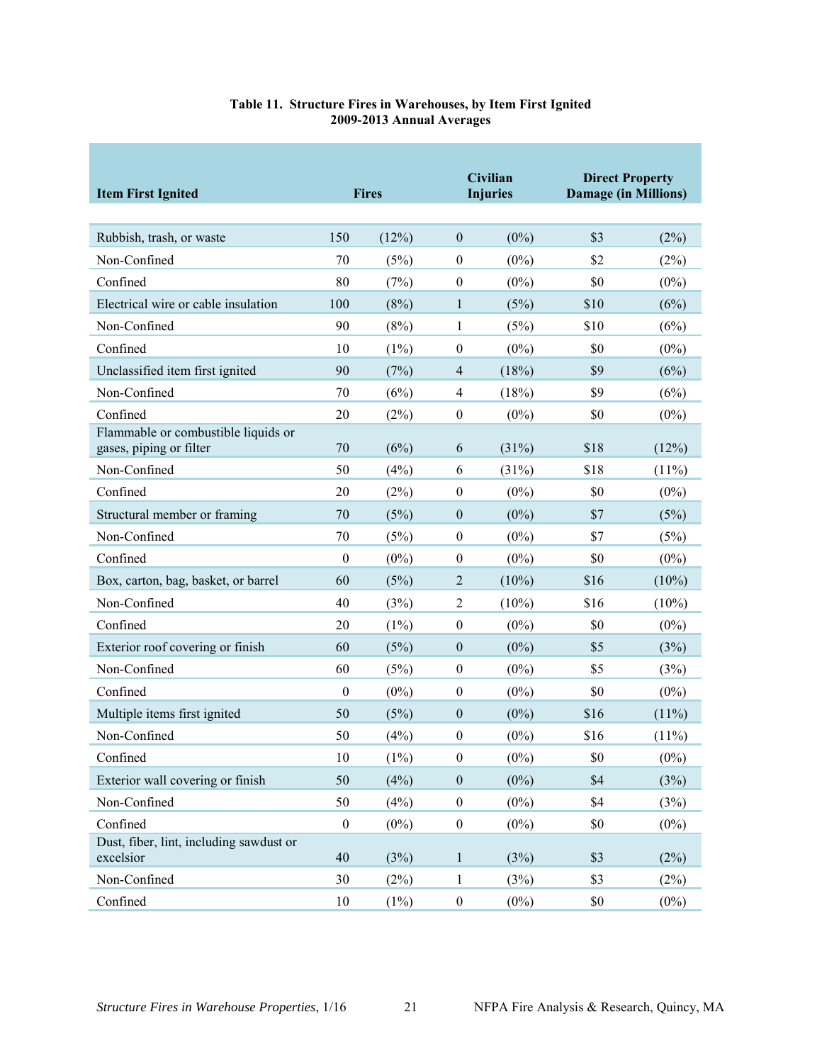**Table 11. Structure Fires in Warehouses, by Item First Ignited**
**2009-2013 Annual Averages**

| Item First Ignited | Fires | | Civilian Injuries | | Direct Property Damage (in Millions) | |
|---|---|---|---|---|---|---|
| Rubbish, trash, or waste | 150 | (12%) | 0 | (0%) | $3 | (2%) |
| Non-Confined | 70 | (5%) | 0 | (0%) | $2 | (2%) |
| Confined | 80 | (7%) | 0 | (0%) | $0 | (0%) |
| Electrical wire or cable insulation | 100 | (8%) | 1 | (5%) | $10 | (6%) |
| Non-Confined | 90 | (8%) | 1 | (5%) | $10 | (6%) |
| Confined | 10 | (1%) | 0 | (0%) | $0 | (0%) |
| Unclassified item first ignited | 90 | (7%) | 4 | (18%) | $9 | (6%) |
| Non-Confined | 70 | (6%) | 4 | (18%) | $9 | (6%) |
| Confined | 20 | (2%) | 0 | (0%) | $0 | (0%) |
| Flammable or combustible liquids or gases, piping or filter | 70 | (6%) | 6 | (31%) | $18 | (12%) |
| Non-Confined | 50 | (4%) | 6 | (31%) | $18 | (11%) |
| Confined | 20 | (2%) | 0 | (0%) | $0 | (0%) |
| Structural member or framing | 70 | (5%) | 0 | (0%) | $7 | (5%) |
| Non-Confined | 70 | (5%) | 0 | (0%) | $7 | (5%) |
| Confined | 0 | (0%) | 0 | (0%) | $0 | (0%) |
| Box, carton, bag, basket, or barrel | 60 | (5%) | 2 | (10%) | $16 | (10%) |
| Non-Confined | 40 | (3%) | 2 | (10%) | $16 | (10%) |
| Confined | 20 | (1%) | 0 | (0%) | $0 | (0%) |
| Exterior roof covering or finish | 60 | (5%) | 0 | (0%) | $5 | (3%) |
| Non-Confined | 60 | (5%) | 0 | (0%) | $5 | (3%) |
| Confined | 0 | (0%) | 0 | (0%) | $0 | (0%) |
| Multiple items first ignited | 50 | (5%) | 0 | (0%) | $16 | (11%) |
| Non-Confined | 50 | (4%) | 0 | (0%) | $16 | (11%) |
| Confined | 10 | (1%) | 0 | (0%) | $0 | (0%) |
| Exterior wall covering or finish | 50 | (4%) | 0 | (0%) | $4 | (3%) |
| Non-Confined | 50 | (4%) | 0 | (0%) | $4 | (3%) |
| Confined | 0 | (0%) | 0 | (0%) | $0 | (0%) |
| Dust, fiber, lint, including sawdust or excelsior | 40 | (3%) | 1 | (3%) | $3 | (2%) |
| Non-Confined | 30 | (2%) | 1 | (3%) | $3 | (2%) |
| Confined | 10 | (1%) | 0 | (0%) | $0 | (0%) |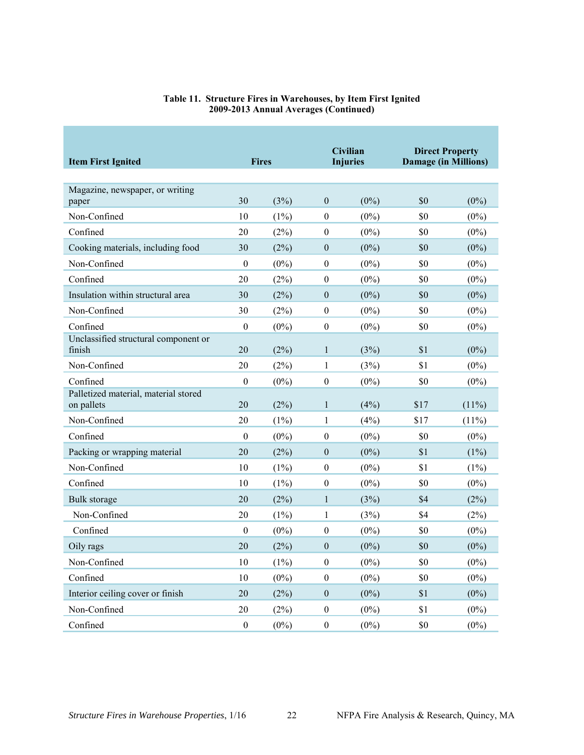**Table 11. Structure Fires in Warehouses, by Item First Ignited**
**2009-2013 Annual Averages (Continued)**

| Item First Ignited | Fires | | Civilian Injuries | | Direct Property Damage (in Millions) | |
|---|---|---|---|---|---|---|
| Magazine, newspaper, or writing paper | 30 | (3%) | 0 | (0%) | $0 | (0%) |
| Non-Confined | 10 | (1%) | 0 | (0%) | $0 | (0%) |
| Confined | 20 | (2%) | 0 | (0%) | $0 | (0%) |
| Cooking materials, including food | 30 | (2%) | 0 | (0%) | $0 | (0%) |
| Non-Confined | 0 | (0%) | 0 | (0%) | $0 | (0%) |
| Confined | 20 | (2%) | 0 | (0%) | $0 | (0%) |
| Insulation within structural area | 30 | (2%) | 0 | (0%) | $0 | (0%) |
| Non-Confined | 30 | (2%) | 0 | (0%) | $0 | (0%) |
| Confined | 0 | (0%) | 0 | (0%) | $0 | (0%) |
| Unclassified structural component or finish | 20 | (2%) | 1 | (3%) | $1 | (0%) |
| Non-Confined | 20 | (2%) | 1 | (3%) | $1 | (0%) |
| Confined | 0 | (0%) | 0 | (0%) | $0 | (0%) |
| Palletized material, material stored on pallets | 20 | (2%) | 1 | (4%) | $17 | (11%) |
| Non-Confined | 20 | (1%) | 1 | (4%) | $17 | (11%) |
| Confined | 0 | (0%) | 0 | (0%) | $0 | (0%) |
| Packing or wrapping material | 20 | (2%) | 0 | (0%) | $1 | (1%) |
| Non-Confined | 10 | (1%) | 0 | (0%) | $1 | (1%) |
| Confined | 10 | (1%) | 0 | (0%) | $0 | (0%) |
| Bulk storage | 20 | (2%) | 1 | (3%) | $4 | (2%) |
| Non-Confined | 20 | (1%) | 1 | (3%) | $4 | (2%) |
| Confined | 0 | (0%) | 0 | (0%) | $0 | (0%) |
| Oily rags | 20 | (2%) | 0 | (0%) | $0 | (0%) |
| Non-Confined | 10 | (1%) | 0 | (0%) | $0 | (0%) |
| Confined | 10 | (0%) | 0 | (0%) | $0 | (0%) |
| Interior ceiling cover or finish | 20 | (2%) | 0 | (0%) | $1 | (0%) |
| Non-Confined | 20 | (2%) | 0 | (0%) | $1 | (0%) |
| Confined | 0 | (0%) | 0 | (0%) | $0 | (0%) |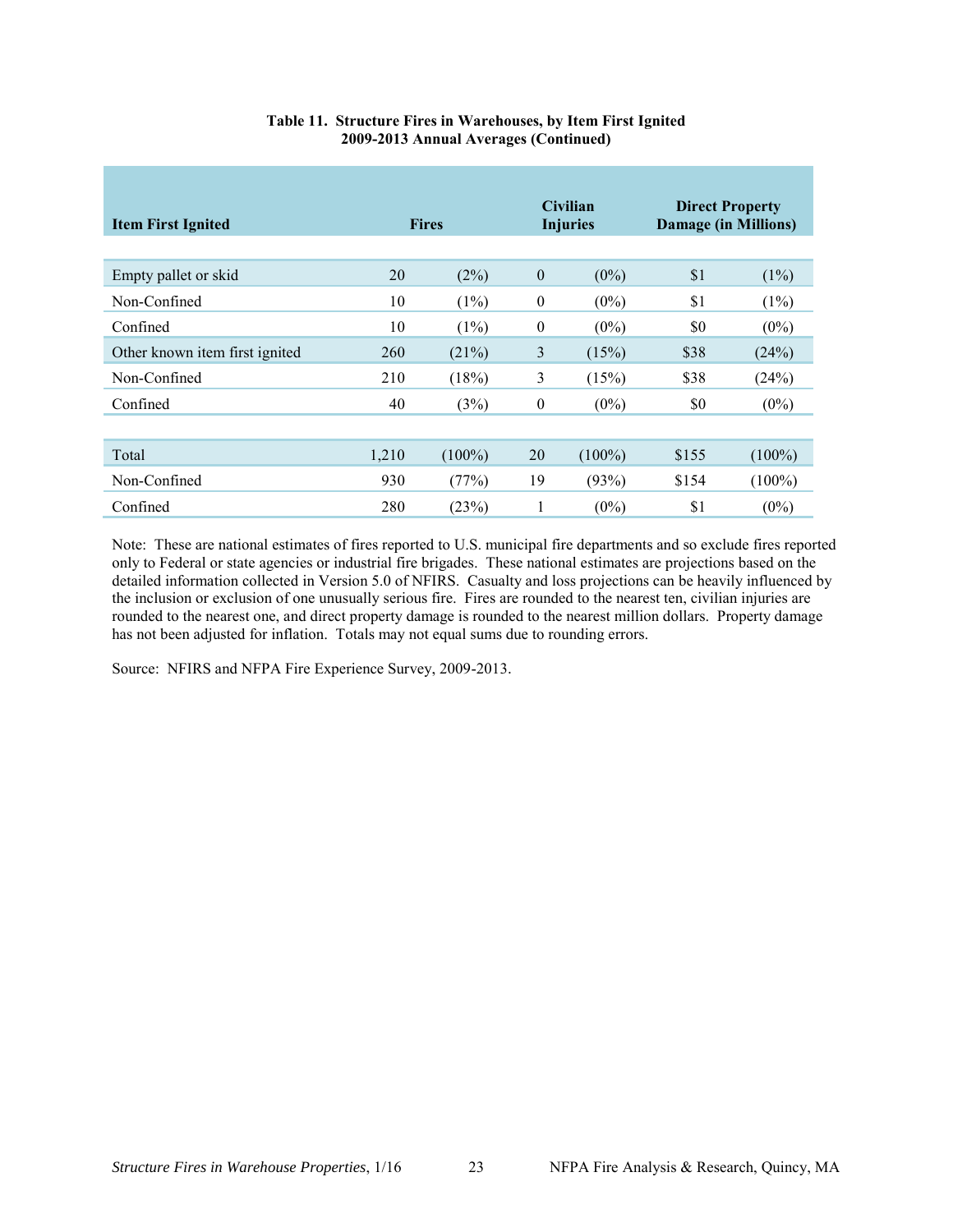**Table 11. Structure Fires in Warehouses, by Item First Ignited 2009-2013 Annual Averages (Continued)**

| Item First Ignited | Fires | | Civilian Injuries | | Direct Property Damage (in Millions) | |
|---|---|---|---|---|---|---|
| Empty pallet or skid | 20 | (2%) | 0 | (0%) | $1 | (1%) |
| Non-Confined | 10 | (1%) | 0 | (0%) | $1 | (1%) |
| Confined | 10 | (1%) | 0 | (0%) | $0 | (0%) |
| Other known item first ignited | 260 | (21%) | 3 | (15%) | $38 | (24%) |
| Non-Confined | 210 | (18%) | 3 | (15%) | $38 | (24%) |
| Confined | 40 | (3%) | 0 | (0%) | $0 | (0%) |
| Total | 1,210 | (100%) | 20 | (100%) | $155 | (100%) |
| Non-Confined | 930 | (77%) | 19 | (93%) | $154 | (100%) |
| Confined | 280 | (23%) | 1 | (0%) | $1 | (0%) |

Note: These are national estimates of fires reported to U.S. municipal fire departments and so exclude fires reported only to Federal or state agencies or industrial fire brigades. These national estimates are projections based on the detailed information collected in Version 5.0 of NFIRS. Casualty and loss projections can be heavily influenced by the inclusion or exclusion of one unusually serious fire. Fires are rounded to the nearest ten, civilian injuries are rounded to the nearest one, and direct property damage is rounded to the nearest million dollars. Property damage has not been adjusted for inflation. Totals may not equal sums due to rounding errors.

Source: NFIRS and NFPA Fire Experience Survey, 2009-2013.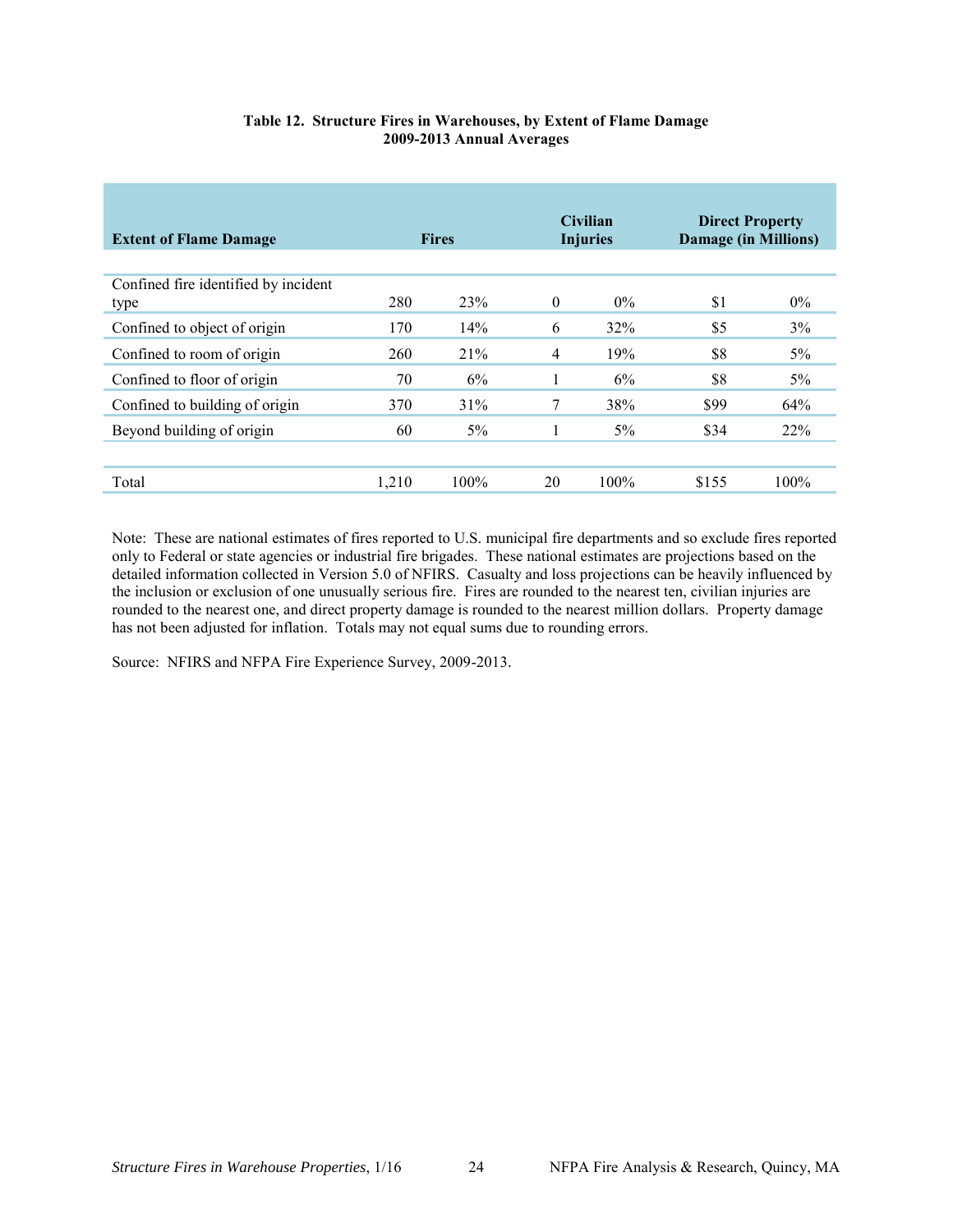**Table 12. Structure Fires in Warehouses, by Extent of Flame Damage**
**2009-2013 Annual Averages**

| Extent of Flame Damage | Fires | | Civilian Injuries | | Direct Property Damage (in Millions) | |
|---|---|---|---|---|---|---|
| Confined fire identified by incident type | 280 | 23% | 0 | 0% | $1 | 0% |
| Confined to object of origin | 170 | 14% | 6 | 32% | $5 | 3% |
| Confined to room of origin | 260 | 21% | 4 | 19% | $8 | 5% |
| Confined to floor of origin | 70 | 6% | 1 | 6% | $8 | 5% |
| Confined to building of origin | 370 | 31% | 7 | 38% | $99 | 64% |
| Beyond building of origin | 60 | 5% | 1 | 5% | $34 | 22% |
| Total | 1,210 | 100% | 20 | 100% | $155 | 100% |

Note: These are national estimates of fires reported to U.S. municipal fire departments and so exclude fires reported only to Federal or state agencies or industrial fire brigades. These national estimates are projections based on the detailed information collected in Version 5.0 of NFIRS. Casualty and loss projections can be heavily influenced by the inclusion or exclusion of one unusually serious fire. Fires are rounded to the nearest ten, civilian injuries are rounded to the nearest one, and direct property damage is rounded to the nearest million dollars. Property damage has not been adjusted for inflation. Totals may not equal sums due to rounding errors.

Source: NFIRS and NFPA Fire Experience Survey, 2009-2013.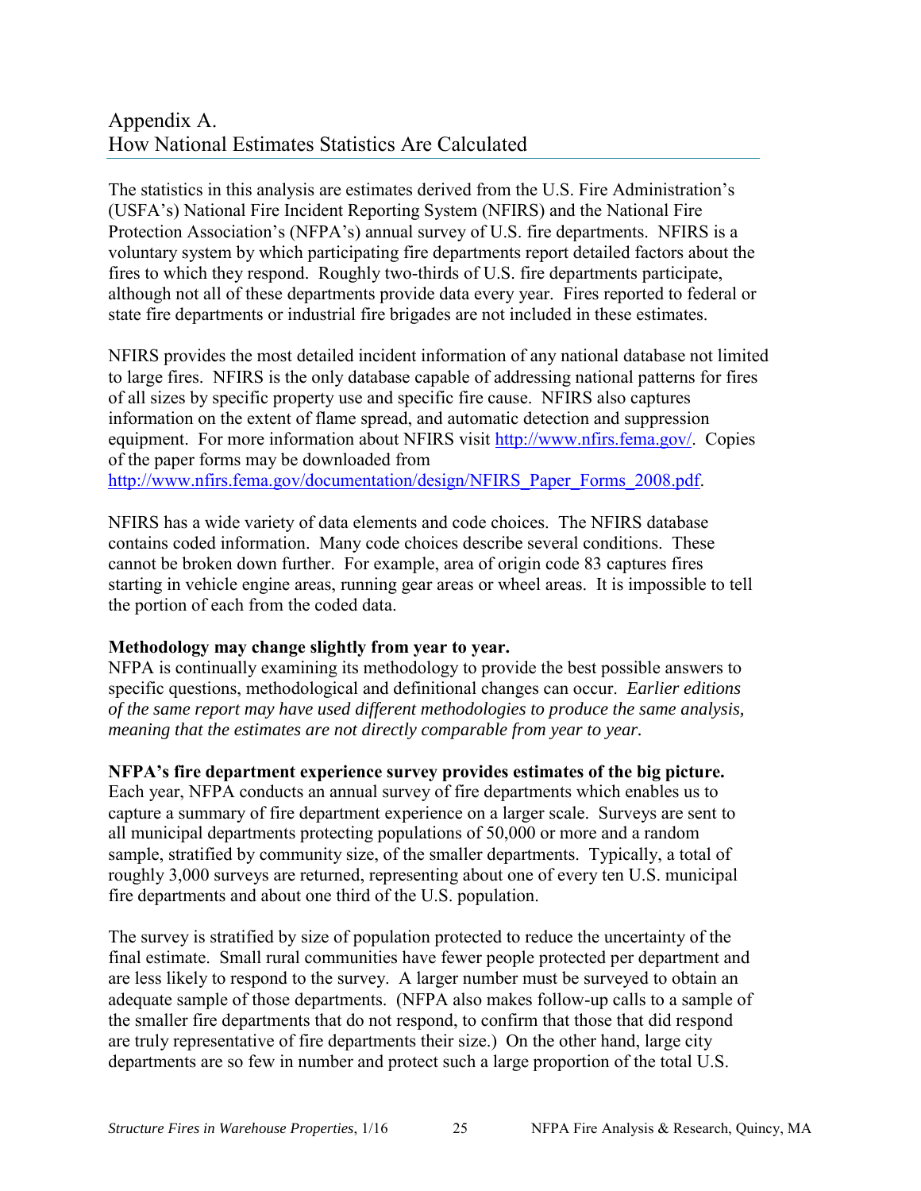# Appendix A.
# How National Estimates Statistics Are Calculated

The statistics in this analysis are estimates derived from the U.S. Fire Administration's (USFA's) National Fire Incident Reporting System (NFIRS) and the National Fire Protection Association's (NFPA's) annual survey of U.S. fire departments. NFIRS is a voluntary system by which participating fire departments report detailed factors about the fires to which they respond. Roughly two-thirds of U.S. fire departments participate, although not all of these departments provide data every year. Fires reported to federal or state fire departments or industrial fire brigades are not included in these estimates.

NFIRS provides the most detailed incident information of any national database not limited to large fires. NFIRS is the only database capable of addressing national patterns for fires of all sizes by specific property use and specific fire cause. NFIRS also captures information on the extent of flame spread, and automatic detection and suppression equipment. For more information about NFIRS visit http://www.nfirs.fema.gov/. Copies of the paper forms may be downloaded from http://www.nfirs.fema.gov/documentation/design/NFIRS_Paper_Forms_2008.pdf.

NFIRS has a wide variety of data elements and code choices. The NFIRS database contains coded information. Many code choices describe several conditions. These cannot be broken down further. For example, area of origin code 83 captures fires starting in vehicle engine areas, running gear areas or wheel areas. It is impossible to tell the portion of each from the coded data.

**Methodology may change slightly from year to year.**
NFPA is continually examining its methodology to provide the best possible answers to specific questions, methodological and definitional changes can occur. *Earlier editions of the same report may have used different methodologies to produce the same analysis, meaning that the estimates are not directly comparable from year to year.*

**NFPA's fire department experience survey provides estimates of the big picture.**
Each year, NFPA conducts an annual survey of fire departments which enables us to capture a summary of fire department experience on a larger scale. Surveys are sent to all municipal departments protecting populations of 50,000 or more and a random sample, stratified by community size, of the smaller departments. Typically, a total of roughly 3,000 surveys are returned, representing about one of every ten U.S. municipal fire departments and about one third of the U.S. population.

The survey is stratified by size of population protected to reduce the uncertainty of the final estimate. Small rural communities have fewer people protected per department and are less likely to respond to the survey. A larger number must be surveyed to obtain an adequate sample of those departments. (NFPA also makes follow-up calls to a sample of the smaller fire departments that do not respond, to confirm that those that did respond are truly representative of fire departments their size.) On the other hand, large city departments are so few in number and protect such a large proportion of the total U.S.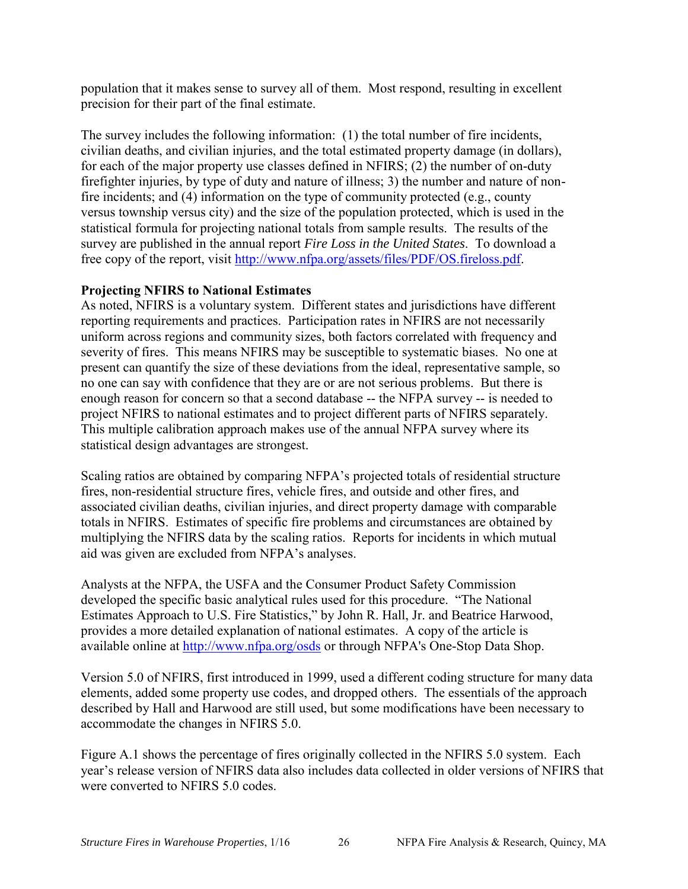population that it makes sense to survey all of them. Most respond, resulting in excellent precision for their part of the final estimate.

The survey includes the following information: (1) the total number of fire incidents, civilian deaths, and civilian injuries, and the total estimated property damage (in dollars), for each of the major property use classes defined in NFIRS; (2) the number of on-duty firefighter injuries, by type of duty and nature of illness; 3) the number and nature of non-fire incidents; and (4) information on the type of community protected (e.g., county versus township versus city) and the size of the population protected, which is used in the statistical formula for projecting national totals from sample results. The results of the survey are published in the annual report *Fire Loss in the United States*. To download a free copy of the report, visit [http://www.nfpa.org/assets/files/PDF/OS.fireloss.pdf](http://www.nfpa.org/assets/files/PDF/OS.fireloss.pdf).

**Projecting NFIRS to National Estimates**

As noted, NFIRS is a voluntary system. Different states and jurisdictions have different reporting requirements and practices. Participation rates in NFIRS are not necessarily uniform across regions and community sizes, both factors correlated with frequency and severity of fires. This means NFIRS may be susceptible to systematic biases. No one at present can quantify the size of these deviations from the ideal, representative sample, so no one can say with confidence that they are or are not serious problems. But there is enough reason for concern so that a second database -- the NFPA survey -- is needed to project NFIRS to national estimates and to project different parts of NFIRS separately. This multiple calibration approach makes use of the annual NFPA survey where its statistical design advantages are strongest.

Scaling ratios are obtained by comparing NFPA's projected totals of residential structure fires, non-residential structure fires, vehicle fires, and outside and other fires, and associated civilian deaths, civilian injuries, and direct property damage with comparable totals in NFIRS. Estimates of specific fire problems and circumstances are obtained by multiplying the NFIRS data by the scaling ratios. Reports for incidents in which mutual aid was given are excluded from NFPA's analyses.

Analysts at the NFPA, the USFA and the Consumer Product Safety Commission developed the specific basic analytical rules used for this procedure. "The National Estimates Approach to U.S. Fire Statistics," by John R. Hall, Jr. and Beatrice Harwood, provides a more detailed explanation of national estimates. A copy of the article is available online at [http://www.nfpa.org/osds](http://www.nfpa.org/osds) or through NFPA's One-Stop Data Shop.

Version 5.0 of NFIRS, first introduced in 1999, used a different coding structure for many data elements, added some property use codes, and dropped others. The essentials of the approach described by Hall and Harwood are still used, but some modifications have been necessary to accommodate the changes in NFIRS 5.0.

Figure A.1 shows the percentage of fires originally collected in the NFIRS 5.0 system. Each year's release version of NFIRS data also includes data collected in older versions of NFIRS that were converted to NFIRS 5.0 codes.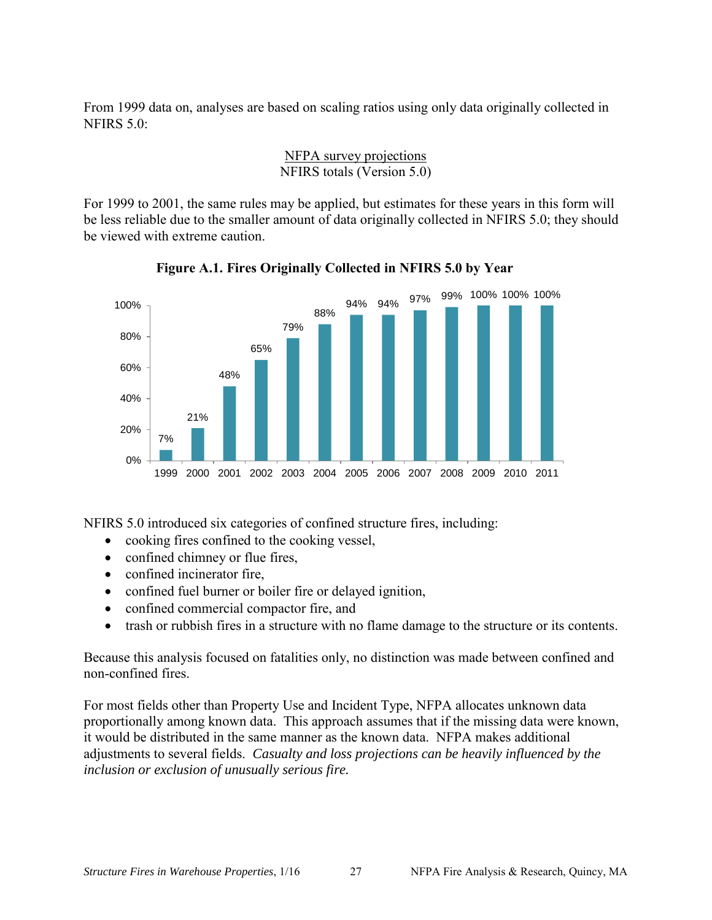From 1999 data on, analyses are based on scaling ratios using only data originally collected in NFIRS 5.0:

$$\frac{\text{NFPA survey projections}}{\text{NFIRS totals (Version 5.0)}}$$

For 1999 to 2001, the same rules may be applied, but estimates for these years in this form will be less reliable due to the smaller amount of data originally collected in NFIRS 5.0; they should be viewed with extreme caution.

**Figure A.1. Fires Originally Collected in NFIRS 5.0 by Year**

| Year | Percent |
|---|---|
| 1999 | 7% |
| 2000 | 21% |
| 2001 | 48% |
| 2002 | 65% |
| 2003 | 79% |
| 2004 | 88% |
| 2005 | 94% |
| 2006 | 94% |
| 2007 | 97% |
| 2008 | 99% |
| 2009 | 100% |
| 2010 | 100% |
| 2011 | 100% |

NFIRS 5.0 introduced six categories of confined structure fires, including:

- cooking fires confined to the cooking vessel,
- confined chimney or flue fires,
- confined incinerator fire,
- confined fuel burner or boiler fire or delayed ignition,
- confined commercial compactor fire, and
- trash or rubbish fires in a structure with no flame damage to the structure or its contents.

Because this analysis focused on fatalities only, no distinction was made between confined and non-confined fires.

For most fields other than Property Use and Incident Type, NFPA allocates unknown data proportionally among known data. This approach assumes that if the missing data were known, it would be distributed in the same manner as the known data. NFPA makes additional adjustments to several fields. *Casualty and loss projections can be heavily influenced by the inclusion or exclusion of unusually serious fire.*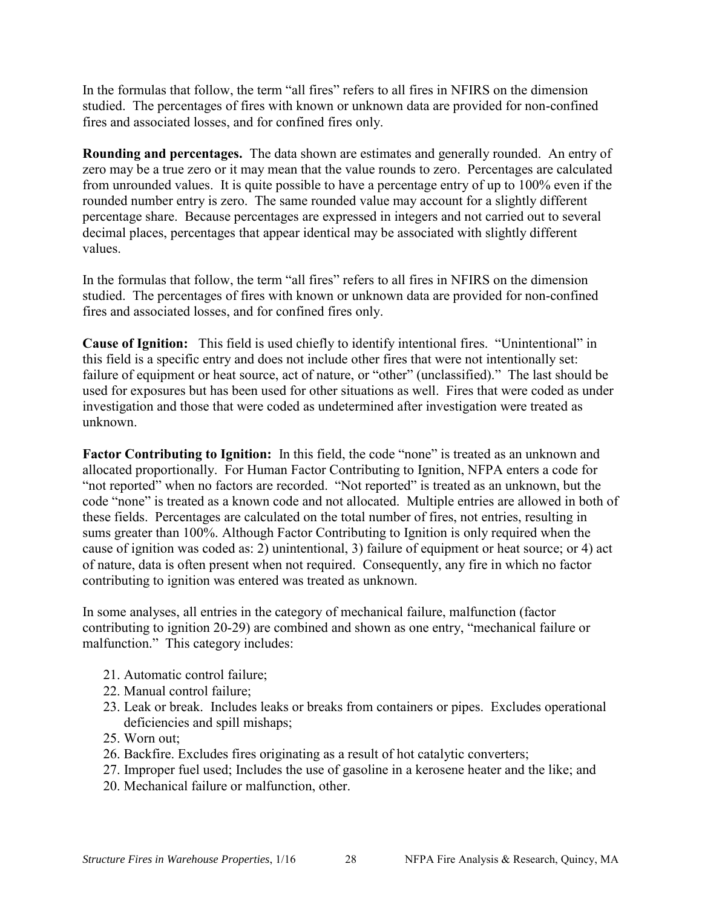In the formulas that follow, the term "all fires" refers to all fires in NFIRS on the dimension studied. The percentages of fires with known or unknown data are provided for non-confined fires and associated losses, and for confined fires only.

**Rounding and percentages.** The data shown are estimates and generally rounded. An entry of zero may be a true zero or it may mean that the value rounds to zero. Percentages are calculated from unrounded values. It is quite possible to have a percentage entry of up to 100% even if the rounded number entry is zero. The same rounded value may account for a slightly different percentage share. Because percentages are expressed in integers and not carried out to several decimal places, percentages that appear identical may be associated with slightly different values.

In the formulas that follow, the term "all fires" refers to all fires in NFIRS on the dimension studied. The percentages of fires with known or unknown data are provided for non-confined fires and associated losses, and for confined fires only.

**Cause of Ignition:** This field is used chiefly to identify intentional fires. "Unintentional" in this field is a specific entry and does not include other fires that were not intentionally set: failure of equipment or heat source, act of nature, or "other" (unclassified)." The last should be used for exposures but has been used for other situations as well. Fires that were coded as under investigation and those that were coded as undetermined after investigation were treated as unknown.

**Factor Contributing to Ignition:** In this field, the code "none" is treated as an unknown and allocated proportionally. For Human Factor Contributing to Ignition, NFPA enters a code for "not reported" when no factors are recorded. "Not reported" is treated as an unknown, but the code "none" is treated as a known code and not allocated. Multiple entries are allowed in both of these fields. Percentages are calculated on the total number of fires, not entries, resulting in sums greater than 100%. Although Factor Contributing to Ignition is only required when the cause of ignition was coded as: 2) unintentional, 3) failure of equipment or heat source; or 4) act of nature, data is often present when not required. Consequently, any fire in which no factor contributing to ignition was entered was treated as unknown.

In some analyses, all entries in the category of mechanical failure, malfunction (factor contributing to ignition 20-29) are combined and shown as one entry, "mechanical failure or malfunction." This category includes:

21. Automatic control failure;
22. Manual control failure;
23. Leak or break. Includes leaks or breaks from containers or pipes. Excludes operational deficiencies and spill mishaps;
25. Worn out;
26. Backfire. Excludes fires originating as a result of hot catalytic converters;
27. Improper fuel used; Includes the use of gasoline in a kerosene heater and the like; and
20. Mechanical failure or malfunction, other.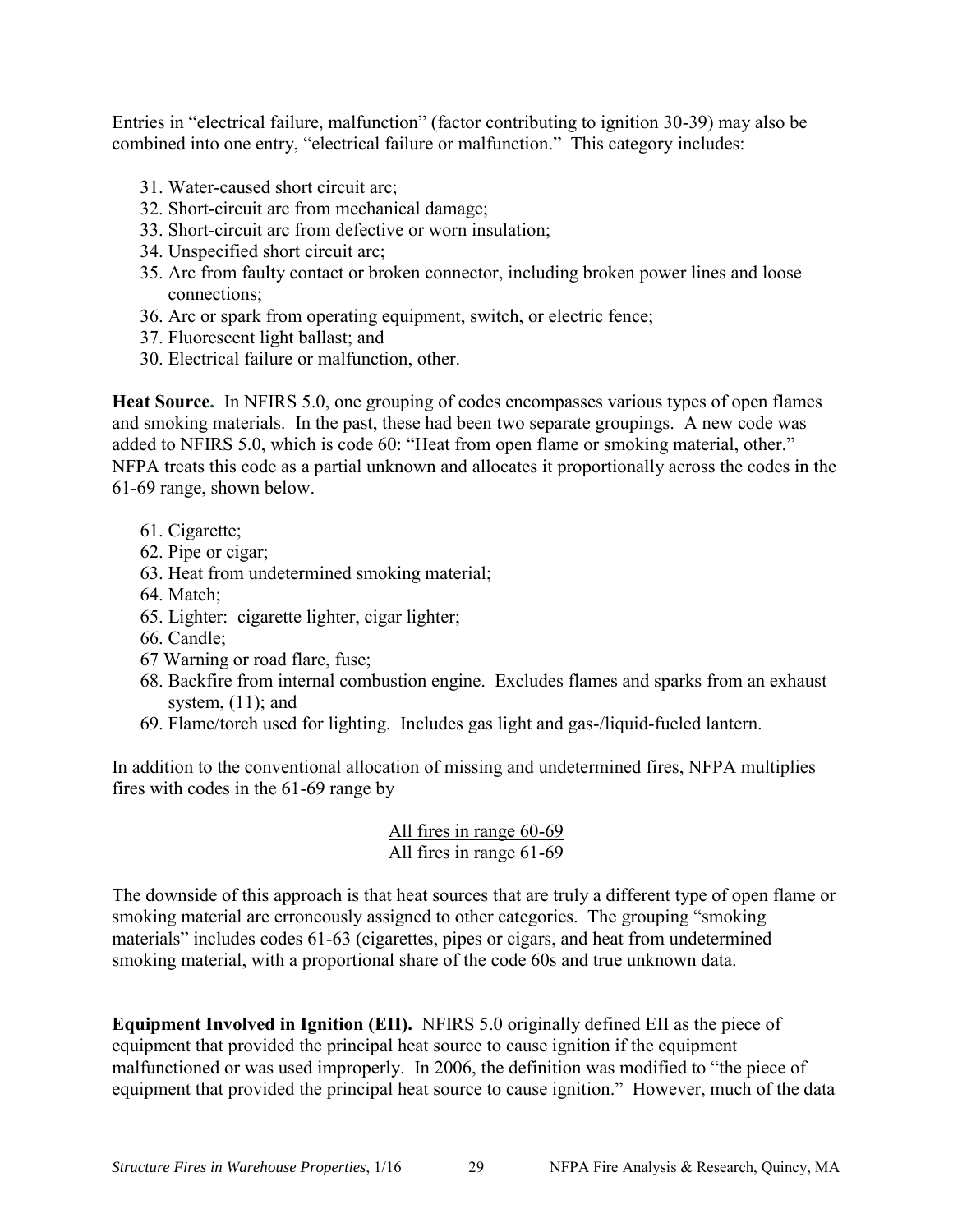Entries in "electrical failure, malfunction" (factor contributing to ignition 30-39) may also be combined into one entry, "electrical failure or malfunction." This category includes:

31. Water-caused short circuit arc;
32. Short-circuit arc from mechanical damage;
33. Short-circuit arc from defective or worn insulation;
34. Unspecified short circuit arc;
35. Arc from faulty contact or broken connector, including broken power lines and loose connections;
36. Arc or spark from operating equipment, switch, or electric fence;
37. Fluorescent light ballast; and
30. Electrical failure or malfunction, other.

**Heat Source.** In NFIRS 5.0, one grouping of codes encompasses various types of open flames and smoking materials. In the past, these had been two separate groupings. A new code was added to NFIRS 5.0, which is code 60: "Heat from open flame or smoking material, other." NFPA treats this code as a partial unknown and allocates it proportionally across the codes in the 61-69 range, shown below.

61. Cigarette;
62. Pipe or cigar;
63. Heat from undetermined smoking material;
64. Match;
65. Lighter: cigarette lighter, cigar lighter;
66. Candle;
67 Warning or road flare, fuse;
68. Backfire from internal combustion engine. Excludes flames and sparks from an exhaust system, (11); and
69. Flame/torch used for lighting. Includes gas light and gas-/liquid-fueled lantern.

In addition to the conventional allocation of missing and undetermined fires, NFPA multiplies fires with codes in the 61-69 range by

$$\frac{\text{All fires in range 60-69}}{\text{All fires in range 61-69}}$$

The downside of this approach is that heat sources that are truly a different type of open flame or smoking material are erroneously assigned to other categories. The grouping "smoking materials" includes codes 61-63 (cigarettes, pipes or cigars, and heat from undetermined smoking material, with a proportional share of the code 60s and true unknown data.

**Equipment Involved in Ignition (EII).** NFIRS 5.0 originally defined EII as the piece of equipment that provided the principal heat source to cause ignition if the equipment malfunctioned or was used improperly. In 2006, the definition was modified to "the piece of equipment that provided the principal heat source to cause ignition." However, much of the data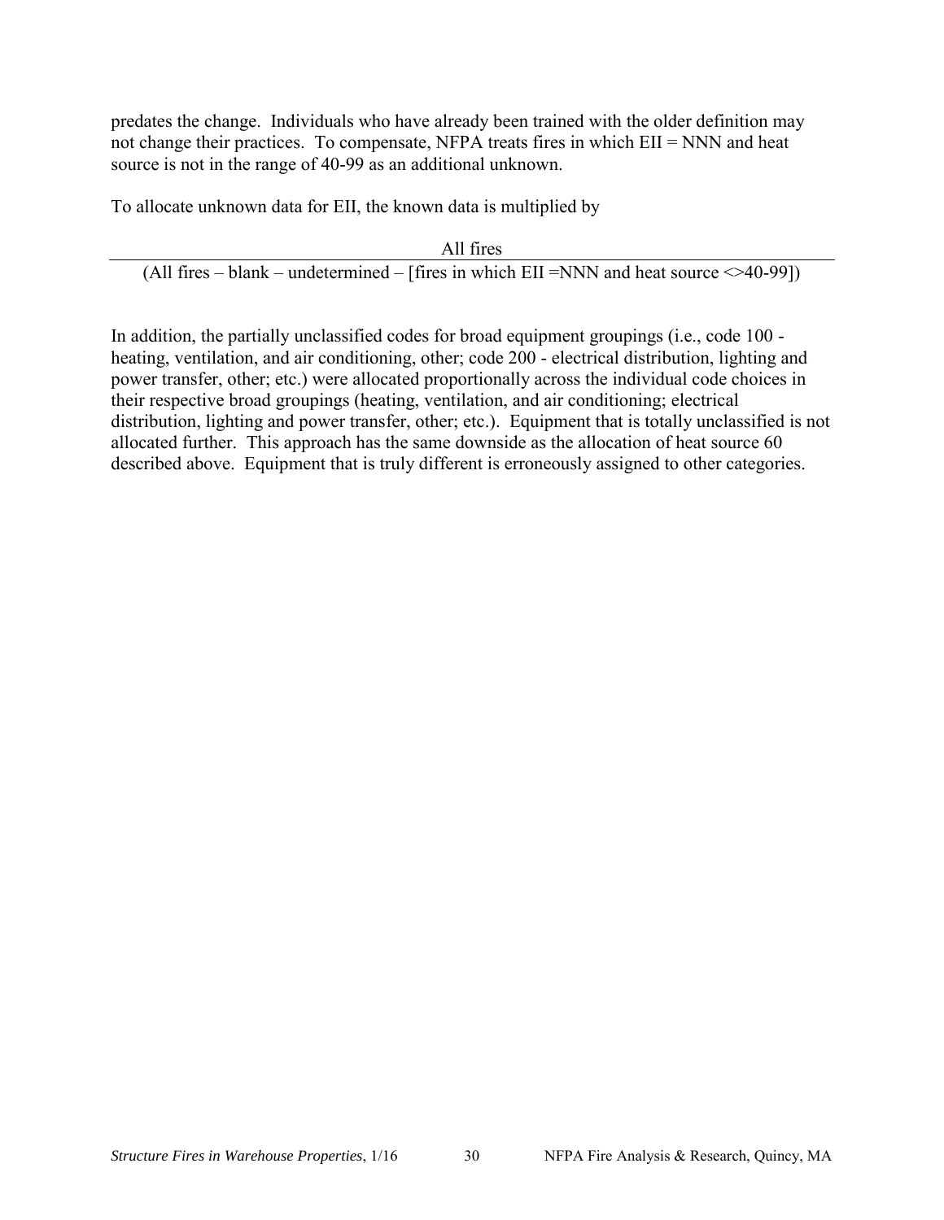predates the change. Individuals who have already been trained with the older definition may not change their practices. To compensate, NFPA treats fires in which EII = NNN and heat source is not in the range of 40-99 as an additional unknown.

To allocate unknown data for EII, the known data is multiplied by

$$\frac{\text{All fires}}{\text{(All fires – blank – undetermined – [fires in which EII =NNN and heat source <>40-99])}}$$

In addition, the partially unclassified codes for broad equipment groupings (i.e., code 100 - heating, ventilation, and air conditioning, other; code 200 - electrical distribution, lighting and power transfer, other; etc.) were allocated proportionally across the individual code choices in their respective broad groupings (heating, ventilation, and air conditioning; electrical distribution, lighting and power transfer, other; etc.). Equipment that is totally unclassified is not allocated further. This approach has the same downside as the allocation of heat source 60 described above. Equipment that is truly different is erroneously assigned to other categories.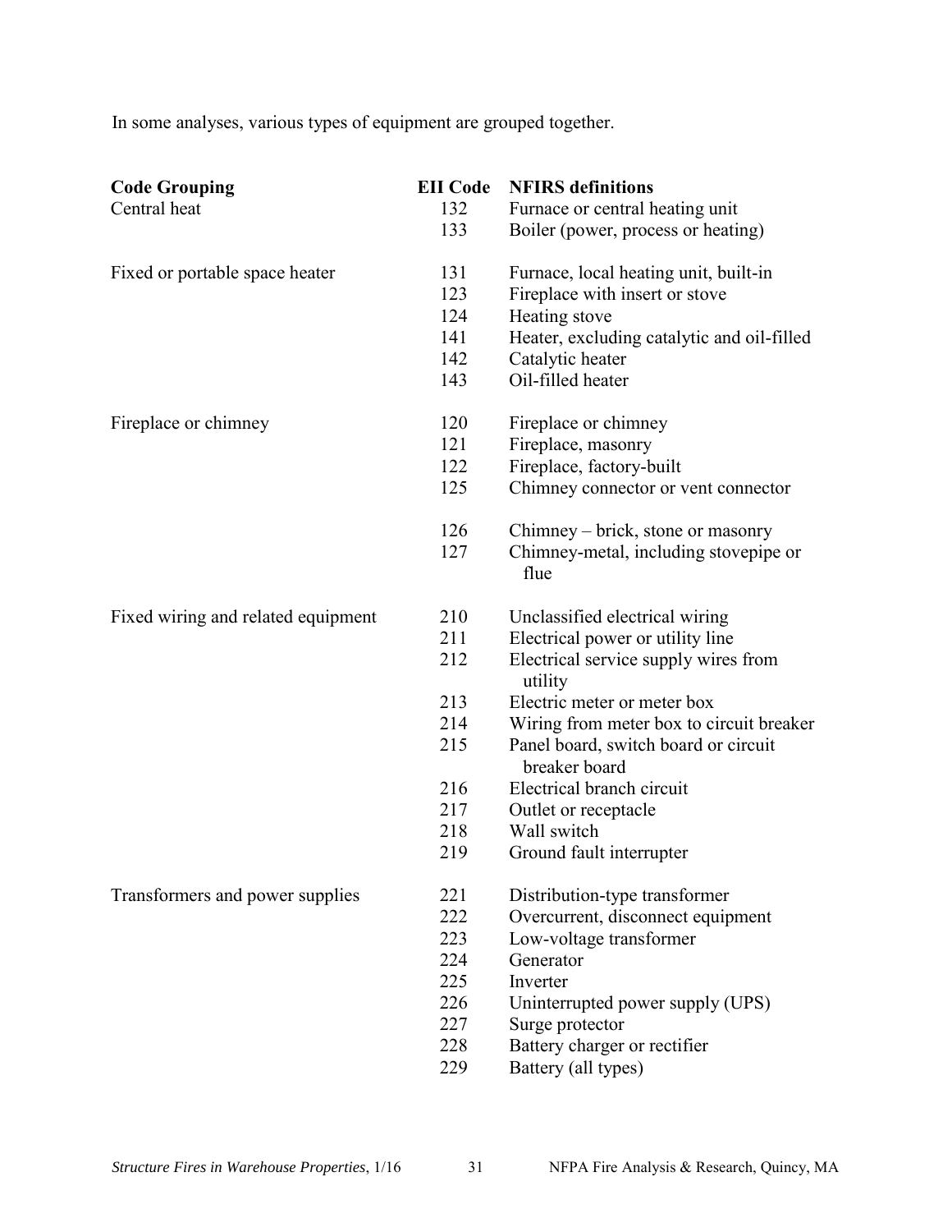In some analyses, various types of equipment are grouped together.

| Code Grouping | EII Code | NFIRS definitions |
|---|---|---|
| Central heat | 132 | Furnace or central heating unit |
| | 133 | Boiler (power, process or heating) |
| Fixed or portable space heater | 131 | Furnace, local heating unit, built-in |
| | 123 | Fireplace with insert or stove |
| | 124 | Heating stove |
| | 141 | Heater, excluding catalytic and oil-filled |
| | 142 | Catalytic heater |
| | 143 | Oil-filled heater |
| Fireplace or chimney | 120 | Fireplace or chimney |
| | 121 | Fireplace, masonry |
| | 122 | Fireplace, factory-built |
| | 125 | Chimney connector or vent connector |
| | 126 | Chimney – brick, stone or masonry |
| | 127 | Chimney-metal, including stovepipe or flue |
| Fixed wiring and related equipment | 210 | Unclassified electrical wiring |
| | 211 | Electrical power or utility line |
| | 212 | Electrical service supply wires from utility |
| | 213 | Electric meter or meter box |
| | 214 | Wiring from meter box to circuit breaker |
| | 215 | Panel board, switch board or circuit breaker board |
| | 216 | Electrical branch circuit |
| | 217 | Outlet or receptacle |
| | 218 | Wall switch |
| | 219 | Ground fault interrupter |
| Transformers and power supplies | 221 | Distribution-type transformer |
| | 222 | Overcurrent, disconnect equipment |
| | 223 | Low-voltage transformer |
| | 224 | Generator |
| | 225 | Inverter |
| | 226 | Uninterrupted power supply (UPS) |
| | 227 | Surge protector |
| | 228 | Battery charger or rectifier |
| | 229 | Battery (all types) |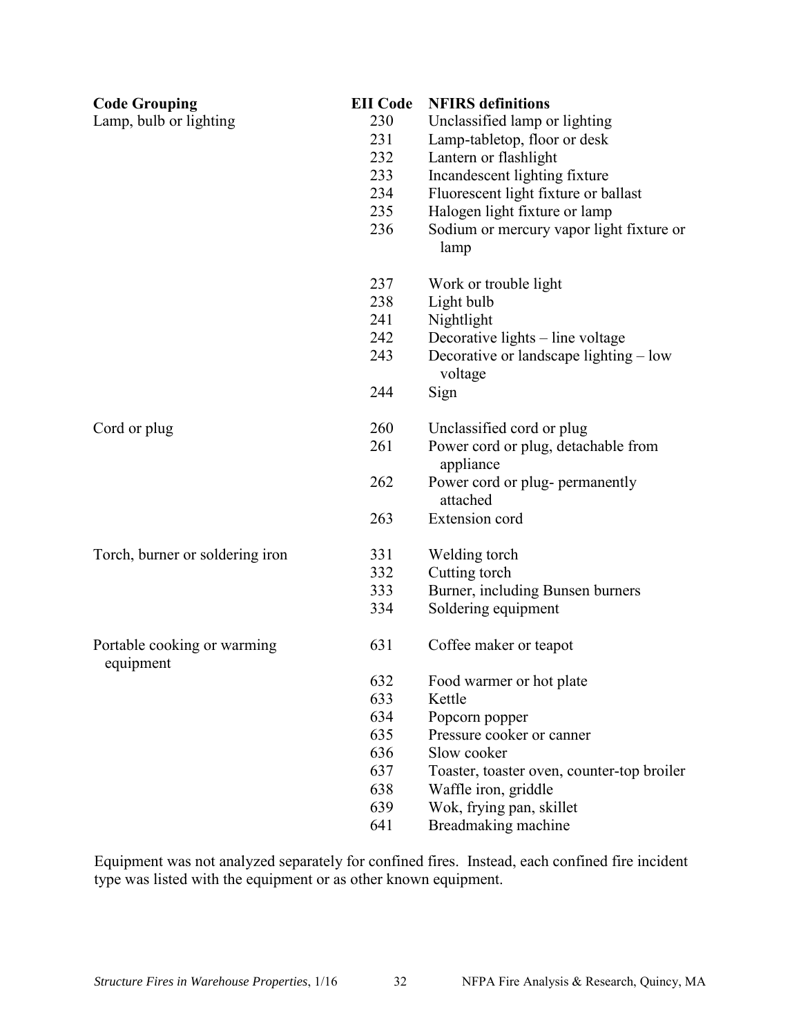| Code Grouping | EII Code | NFIRS definitions |
|---|---|---|
| Lamp, bulb or lighting | 230 | Unclassified lamp or lighting |
| | 231 | Lamp-tabletop, floor or desk |
| | 232 | Lantern or flashlight |
| | 233 | Incandescent lighting fixture |
| | 234 | Fluorescent light fixture or ballast |
| | 235 | Halogen light fixture or lamp |
| | 236 | Sodium or mercury vapor light fixture or lamp |
| | 237 | Work or trouble light |
| | 238 | Light bulb |
| | 241 | Nightlight |
| | 242 | Decorative lights – line voltage |
| | 243 | Decorative or landscape lighting – low voltage |
| | 244 | Sign |
| Cord or plug | 260 | Unclassified cord or plug |
| | 261 | Power cord or plug, detachable from appliance |
| | 262 | Power cord or plug- permanently attached |
| | 263 | Extension cord |
| Torch, burner or soldering iron | 331 | Welding torch |
| | 332 | Cutting torch |
| | 333 | Burner, including Bunsen burners |
| | 334 | Soldering equipment |
| Portable cooking or warming equipment | 631 | Coffee maker or teapot |
| | 632 | Food warmer or hot plate |
| | 633 | Kettle |
| | 634 | Popcorn popper |
| | 635 | Pressure cooker or canner |
| | 636 | Slow cooker |
| | 637 | Toaster, toaster oven, counter-top broiler |
| | 638 | Waffle iron, griddle |
| | 639 | Wok, frying pan, skillet |
| | 641 | Breadmaking machine |

Equipment was not analyzed separately for confined fires. Instead, each confined fire incident type was listed with the equipment or as other known equipment.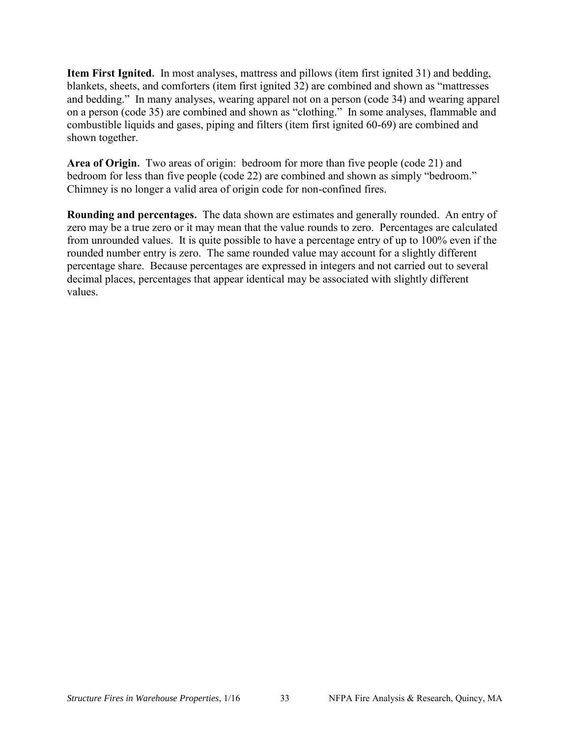**Item First Ignited.** In most analyses, mattress and pillows (item first ignited 31) and bedding, blankets, sheets, and comforters (item first ignited 32) are combined and shown as "mattresses and bedding." In many analyses, wearing apparel not on a person (code 34) and wearing apparel on a person (code 35) are combined and shown as "clothing." In some analyses, flammable and combustible liquids and gases, piping and filters (item first ignited 60-69) are combined and shown together.

**Area of Origin.** Two areas of origin: bedroom for more than five people (code 21) and bedroom for less than five people (code 22) are combined and shown as simply "bedroom." Chimney is no longer a valid area of origin code for non-confined fires.

**Rounding and percentages.** The data shown are estimates and generally rounded. An entry of zero may be a true zero or it may mean that the value rounds to zero. Percentages are calculated from unrounded values. It is quite possible to have a percentage entry of up to 100% even if the rounded number entry is zero. The same rounded value may account for a slightly different percentage share. Because percentages are expressed in integers and not carried out to several decimal places, percentages that appear identical may be associated with slightly different values.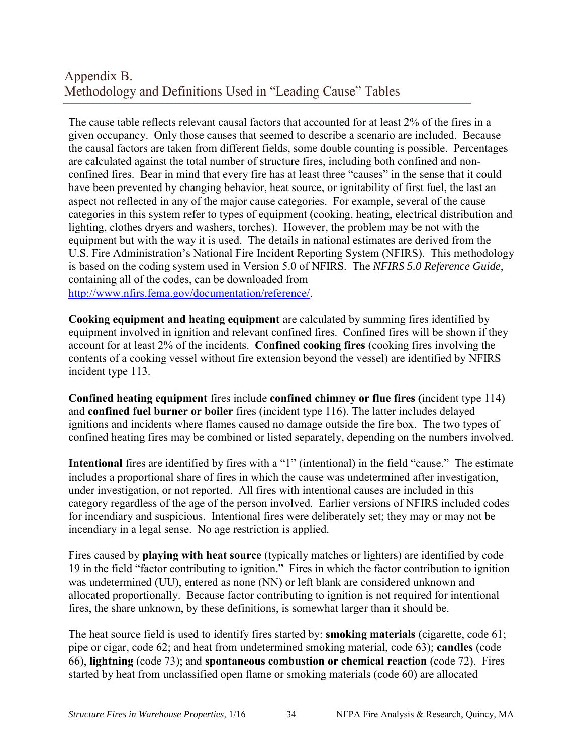## Appendix B.
## Methodology and Definitions Used in "Leading Cause" Tables

The cause table reflects relevant causal factors that accounted for at least 2% of the fires in a given occupancy. Only those causes that seemed to describe a scenario are included. Because the causal factors are taken from different fields, some double counting is possible. Percentages are calculated against the total number of structure fires, including both confined and non-confined fires. Bear in mind that every fire has at least three "causes" in the sense that it could have been prevented by changing behavior, heat source, or ignitability of first fuel, the last an aspect not reflected in any of the major cause categories. For example, several of the cause categories in this system refer to types of equipment (cooking, heating, electrical distribution and lighting, clothes dryers and washers, torches). However, the problem may be not with the equipment but with the way it is used. The details in national estimates are derived from the U.S. Fire Administration's National Fire Incident Reporting System (NFIRS). This methodology is based on the coding system used in Version 5.0 of NFIRS. The *NFIRS 5.0 Reference Guide*, containing all of the codes, can be downloaded from http://www.nfirs.fema.gov/documentation/reference/.

**Cooking equipment and heating equipment** are calculated by summing fires identified by equipment involved in ignition and relevant confined fires. Confined fires will be shown if they account for at least 2% of the incidents. **Confined cooking fires** (cooking fires involving the contents of a cooking vessel without fire extension beyond the vessel) are identified by NFIRS incident type 113.

**Confined heating equipment** fires include **confined chimney or flue fires (**incident type 114) and **confined fuel burner or boiler** fires (incident type 116). The latter includes delayed ignitions and incidents where flames caused no damage outside the fire box. The two types of confined heating fires may be combined or listed separately, depending on the numbers involved.

**Intentional** fires are identified by fires with a "1" (intentional) in the field "cause." The estimate includes a proportional share of fires in which the cause was undetermined after investigation, under investigation, or not reported. All fires with intentional causes are included in this category regardless of the age of the person involved. Earlier versions of NFIRS included codes for incendiary and suspicious. Intentional fires were deliberately set; they may or may not be incendiary in a legal sense. No age restriction is applied.

Fires caused by **playing with heat source** (typically matches or lighters) are identified by code 19 in the field "factor contributing to ignition." Fires in which the factor contribution to ignition was undetermined (UU), entered as none (NN) or left blank are considered unknown and allocated proportionally. Because factor contributing to ignition is not required for intentional fires, the share unknown, by these definitions, is somewhat larger than it should be.

The heat source field is used to identify fires started by: **smoking materials** (cigarette, code 61; pipe or cigar, code 62; and heat from undetermined smoking material, code 63); **candles** (code 66), **lightning** (code 73); and **spontaneous combustion or chemical reaction** (code 72). Fires started by heat from unclassified open flame or smoking materials (code 60) are allocated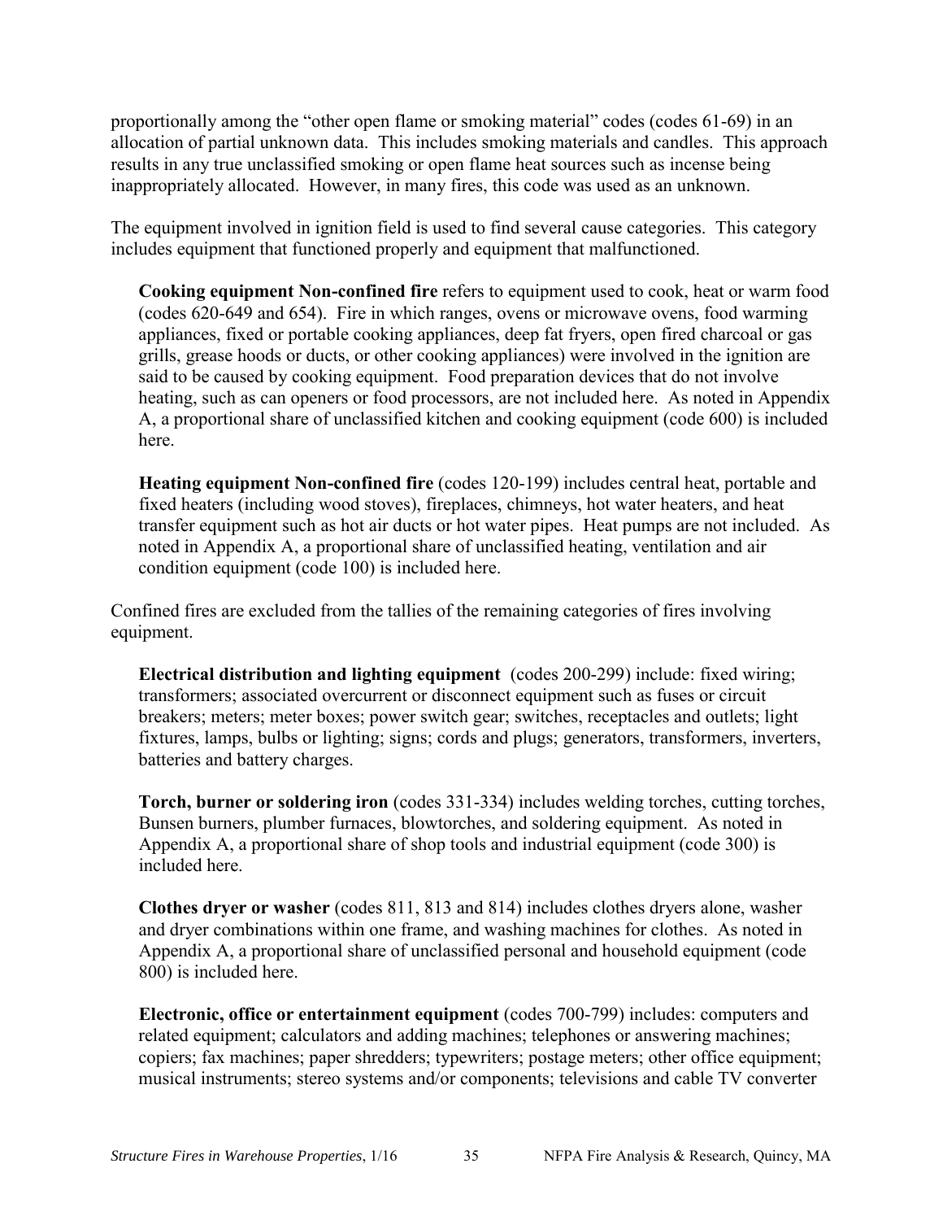proportionally among the "other open flame or smoking material" codes (codes 61-69) in an allocation of partial unknown data. This includes smoking materials and candles. This approach results in any true unclassified smoking or open flame heat sources such as incense being inappropriately allocated. However, in many fires, this code was used as an unknown.

The equipment involved in ignition field is used to find several cause categories. This category includes equipment that functioned properly and equipment that malfunctioned.

**Cooking equipment Non-confined fire** refers to equipment used to cook, heat or warm food (codes 620-649 and 654). Fire in which ranges, ovens or microwave ovens, food warming appliances, fixed or portable cooking appliances, deep fat fryers, open fired charcoal or gas grills, grease hoods or ducts, or other cooking appliances) were involved in the ignition are said to be caused by cooking equipment. Food preparation devices that do not involve heating, such as can openers or food processors, are not included here. As noted in Appendix A, a proportional share of unclassified kitchen and cooking equipment (code 600) is included here.

**Heating equipment Non-confined fire** (codes 120-199) includes central heat, portable and fixed heaters (including wood stoves), fireplaces, chimneys, hot water heaters, and heat transfer equipment such as hot air ducts or hot water pipes. Heat pumps are not included. As noted in Appendix A, a proportional share of unclassified heating, ventilation and air condition equipment (code 100) is included here.

Confined fires are excluded from the tallies of the remaining categories of fires involving equipment.

**Electrical distribution and lighting equipment** (codes 200-299) include: fixed wiring; transformers; associated overcurrent or disconnect equipment such as fuses or circuit breakers; meters; meter boxes; power switch gear; switches, receptacles and outlets; light fixtures, lamps, bulbs or lighting; signs; cords and plugs; generators, transformers, inverters, batteries and battery charges.

**Torch, burner or soldering iron** (codes 331-334) includes welding torches, cutting torches, Bunsen burners, plumber furnaces, blowtorches, and soldering equipment. As noted in Appendix A, a proportional share of shop tools and industrial equipment (code 300) is included here.

**Clothes dryer or washer** (codes 811, 813 and 814) includes clothes dryers alone, washer and dryer combinations within one frame, and washing machines for clothes. As noted in Appendix A, a proportional share of unclassified personal and household equipment (code 800) is included here.

**Electronic, office or entertainment equipment** (codes 700-799) includes: computers and related equipment; calculators and adding machines; telephones or answering machines; copiers; fax machines; paper shredders; typewriters; postage meters; other office equipment; musical instruments; stereo systems and/or components; televisions and cable TV converter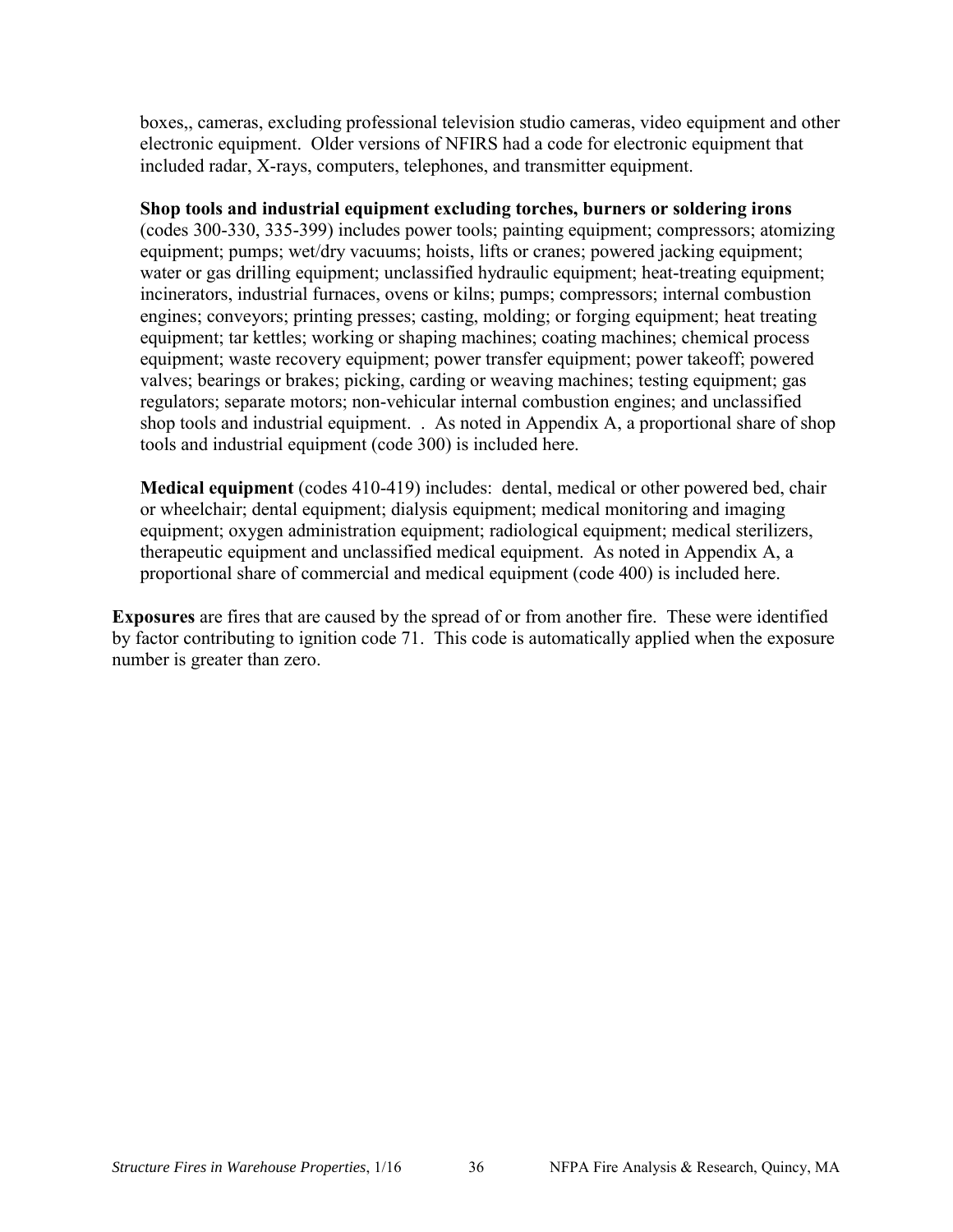boxes,, cameras, excluding professional television studio cameras, video equipment and other electronic equipment. Older versions of NFIRS had a code for electronic equipment that included radar, X-rays, computers, telephones, and transmitter equipment.

**Shop tools and industrial equipment excluding torches, burners or soldering irons** (codes 300-330, 335-399) includes power tools; painting equipment; compressors; atomizing equipment; pumps; wet/dry vacuums; hoists, lifts or cranes; powered jacking equipment; water or gas drilling equipment; unclassified hydraulic equipment; heat-treating equipment; incinerators, industrial furnaces, ovens or kilns; pumps; compressors; internal combustion engines; conveyors; printing presses; casting, molding; or forging equipment; heat treating equipment; tar kettles; working or shaping machines; coating machines; chemical process equipment; waste recovery equipment; power transfer equipment; power takeoff; powered valves; bearings or brakes; picking, carding or weaving machines; testing equipment; gas regulators; separate motors; non-vehicular internal combustion engines; and unclassified shop tools and industrial equipment. . As noted in Appendix A, a proportional share of shop tools and industrial equipment (code 300) is included here.

**Medical equipment** (codes 410-419) includes: dental, medical or other powered bed, chair or wheelchair; dental equipment; dialysis equipment; medical monitoring and imaging equipment; oxygen administration equipment; radiological equipment; medical sterilizers, therapeutic equipment and unclassified medical equipment. As noted in Appendix A, a proportional share of commercial and medical equipment (code 400) is included here.

**Exposures** are fires that are caused by the spread of or from another fire. These were identified by factor contributing to ignition code 71. This code is automatically applied when the exposure number is greater than zero.